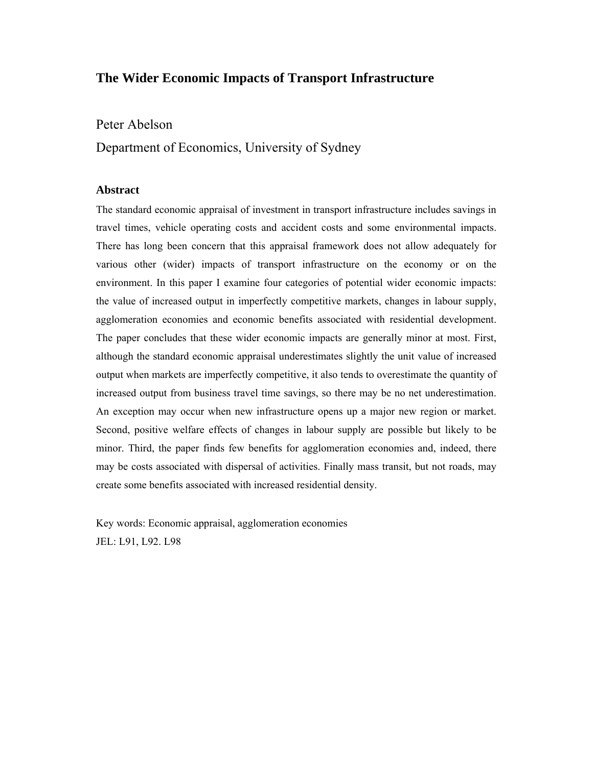# The Wider Economic Impacts of Transport Infrastructure

Peter Abelson

Department of Economics, University of Sydney

## Abstract

The standard economic appraisal of investment in transport infrastructure includes savings in travel times, vehicle operating costs and accident costs and some environmental impacts. There has long been concern that this appraisal framework does not allow adequately for various other (wider) impacts of transport infrastructure on the economy or on the environment. In this paper I examine four categories of potential wider economic impacts: the value of increased output in imperfectly competitive markets, changes in labour supply, agglomeration economies and economic benefits associated with residential development. The paper concludes that these wider economic impacts are generally minor at most. First, although the standard economic appraisal underestimates slightly the unit value of increased output when markets are imperfectly competitive, it also tends to overestimate the quantity of increased output from business travel time savings, so there may be no net underestimation. An exception may occur when new infrastructure opens up a major new region or market. Second, positive welfare effects of changes in labour supply are possible but likely to be minor. Third, the paper finds few benefits for agglomeration economies and, indeed, there may be costs associated with dispersal of activities. Finally mass transit, but not roads, may create some benefits associated with increased residential density.

Key words: Economic appraisal, agglomeration economies

JEL: L91, L92. L98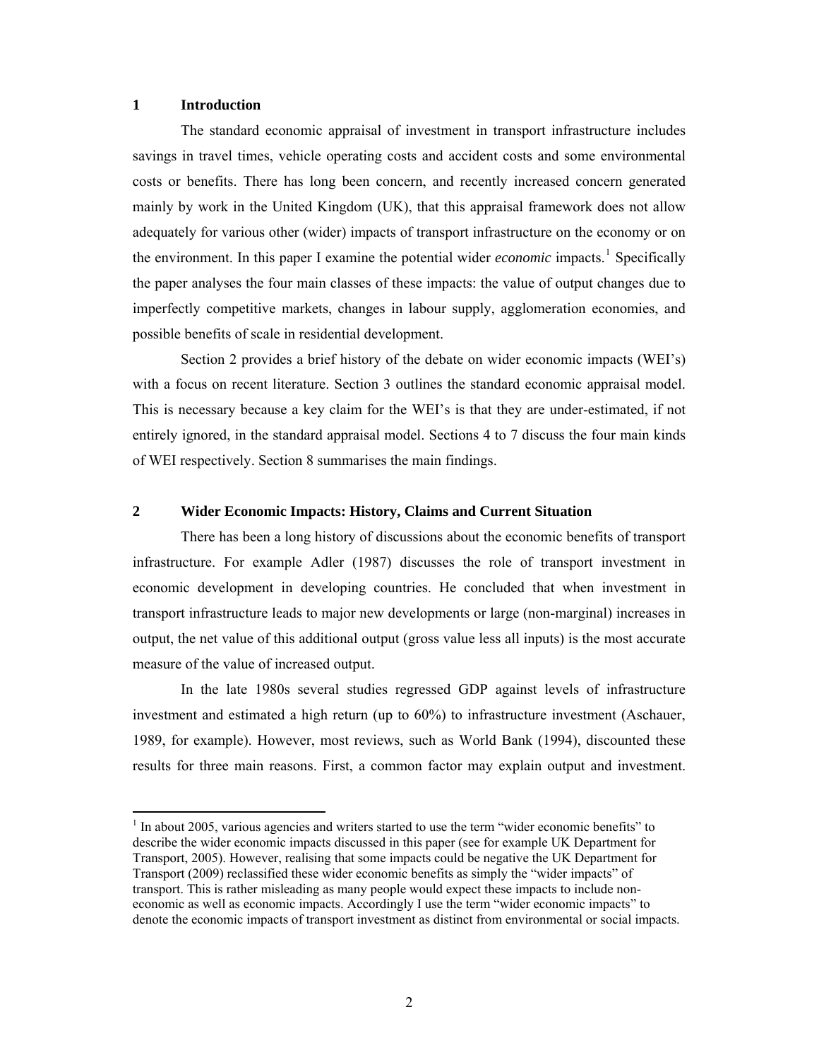## 1 Introduction

The standard economic appraisal of investment in transport infrastructure includes savings in travel times, vehicle operating costs and accident costs and some environmental costs or benefits. There has long been concern, and recently increased concern generated mainly by work in the United Kingdom (UK), that this appraisal framework does not allow adequately for various other (wider) impacts of transport infrastructure on the economy or on the environment. In this paper I examine the potential wider *economic* impacts.[1] Specifically the paper analyses the four main classes of these impacts: the value of output changes due to imperfectly competitive markets, changes in labour supply, agglomeration economies, and possible benefits of scale in residential development.

Section 2 provides a brief history of the debate on wider economic impacts (WEI's) with a focus on recent literature. Section 3 outlines the standard economic appraisal model. This is necessary because a key claim for the WEI's is that they are under-estimated, if not entirely ignored, in the standard appraisal model. Sections 4 to 7 discuss the four main kinds of WEI respectively. Section 8 summarises the main findings.

## 2 Wider Economic Impacts: History, Claims and Current Situation

There has been a long history of discussions about the economic benefits of transport infrastructure. For example Adler (1987) discusses the role of transport investment in economic development in developing countries. He concluded that when investment in transport infrastructure leads to major new developments or large (non-marginal) increases in output, the net value of this additional output (gross value less all inputs) is the most accurate measure of the value of increased output.

In the late 1980s several studies regressed GDP against levels of infrastructure investment and estimated a high return (up to 60%) to infrastructure investment (Aschauer, 1989, for example). However, most reviews, such as World Bank (1994), discounted these results for three main reasons. First, a common factor may explain output and investment.

[1] In about 2005, various agencies and writers started to use the term "wider economic benefits" to describe the wider economic impacts discussed in this paper (see for example UK Department for Transport, 2005). However, realising that some impacts could be negative the UK Department for Transport (2009) reclassified these wider economic benefits as simply the "wider impacts" of transport. This is rather misleading as many people would expect these impacts to include non-economic as well as economic impacts. Accordingly I use the term "wider economic impacts" to denote the economic impacts of transport investment as distinct from environmental or social impacts.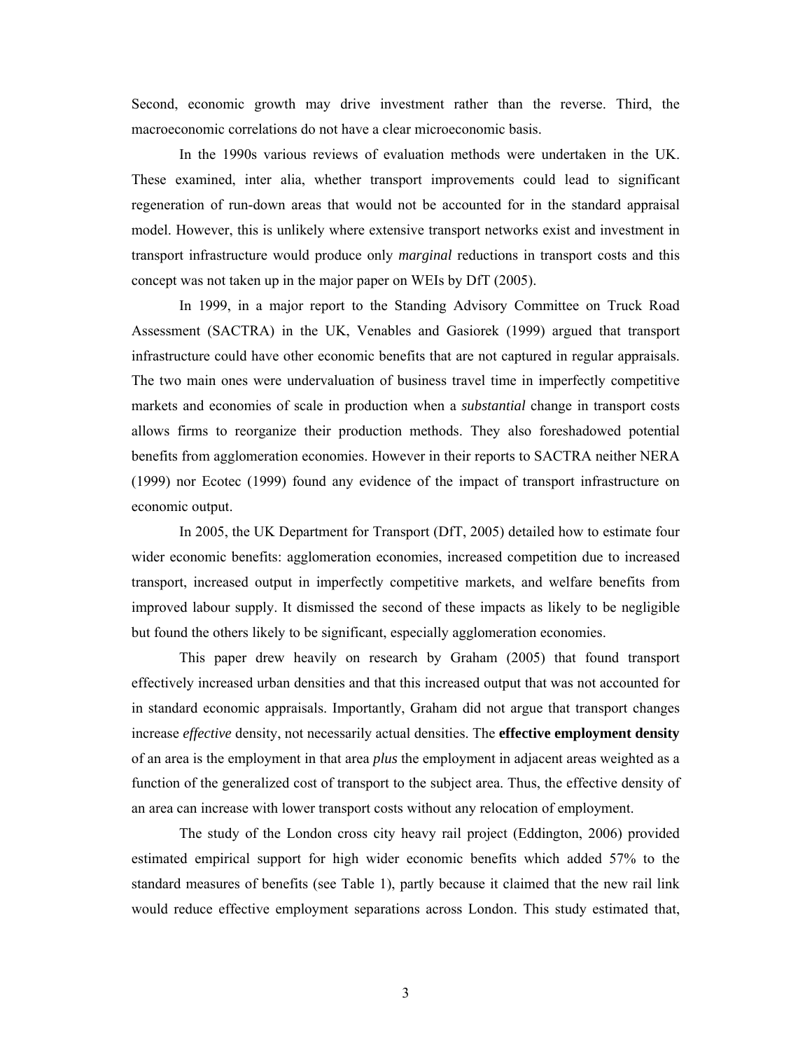Second, economic growth may drive investment rather than the reverse. Third, the macroeconomic correlations do not have a clear microeconomic basis.

In the 1990s various reviews of evaluation methods were undertaken in the UK. These examined, inter alia, whether transport improvements could lead to significant regeneration of run-down areas that would not be accounted for in the standard appraisal model. However, this is unlikely where extensive transport networks exist and investment in transport infrastructure would produce only *marginal* reductions in transport costs and this concept was not taken up in the major paper on WEIs by DfT (2005).

In 1999, in a major report to the Standing Advisory Committee on Truck Road Assessment (SACTRA) in the UK, Venables and Gasiorek (1999) argued that transport infrastructure could have other economic benefits that are not captured in regular appraisals. The two main ones were undervaluation of business travel time in imperfectly competitive markets and economies of scale in production when a *substantial* change in transport costs allows firms to reorganize their production methods. They also foreshadowed potential benefits from agglomeration economies. However in their reports to SACTRA neither NERA (1999) nor Ecotec (1999) found any evidence of the impact of transport infrastructure on economic output.

In 2005, the UK Department for Transport (DfT, 2005) detailed how to estimate four wider economic benefits: agglomeration economies, increased competition due to increased transport, increased output in imperfectly competitive markets, and welfare benefits from improved labour supply. It dismissed the second of these impacts as likely to be negligible but found the others likely to be significant, especially agglomeration economies.

This paper drew heavily on research by Graham (2005) that found transport effectively increased urban densities and that this increased output that was not accounted for in standard economic appraisals. Importantly, Graham did not argue that transport changes increase *effective* density, not necessarily actual densities. The **effective employment density** of an area is the employment in that area *plus* the employment in adjacent areas weighted as a function of the generalized cost of transport to the subject area. Thus, the effective density of an area can increase with lower transport costs without any relocation of employment.

The study of the London cross city heavy rail project (Eddington, 2006) provided estimated empirical support for high wider economic benefits which added 57% to the standard measures of benefits (see Table 1), partly because it claimed that the new rail link would reduce effective employment separations across London. This study estimated that,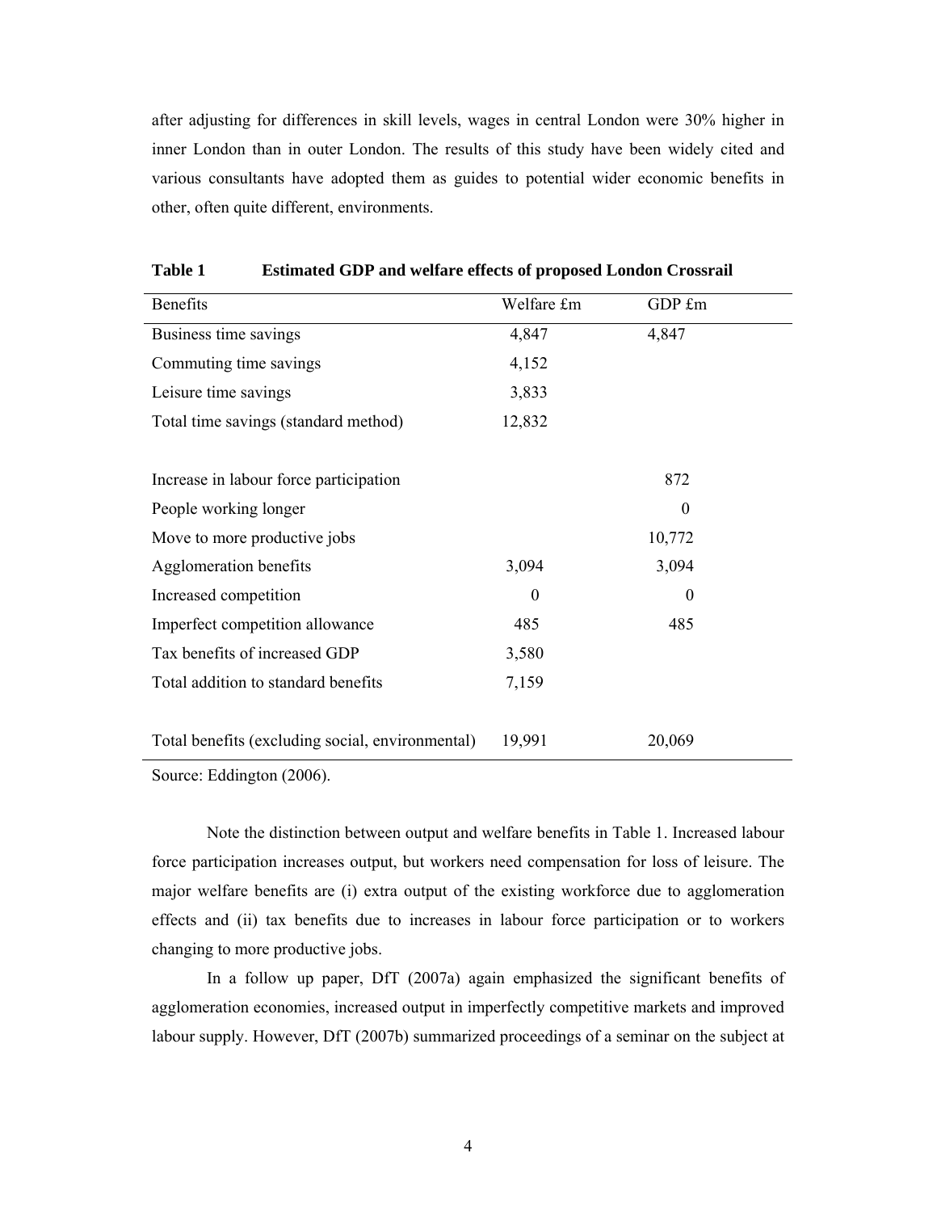after adjusting for differences in skill levels, wages in central London were 30% higher in inner London than in outer London. The results of this study have been widely cited and various consultants have adopted them as guides to potential wider economic benefits in other, often quite different, environments.

**Table 1 Estimated GDP and welfare effects of proposed London Crossrail**

| Benefits | Welfare £m | GDP £m |
|---|---|---|
| Business time savings | 4,847 | 4,847 |
| Commuting time savings | 4,152 | |
| Leisure time savings | 3,833 | |
| Total time savings (standard method) | 12,832 | |
| | | |
| Increase in labour force participation | | 872 |
| People working longer | | 0 |
| Move to more productive jobs | | 10,772 |
| Agglomeration benefits | 3,094 | 3,094 |
| Increased competition | 0 | 0 |
| Imperfect competition allowance | 485 | 485 |
| Tax benefits of increased GDP | 3,580 | |
| Total addition to standard benefits | 7,159 | |
| | | |
| Total benefits (excluding social, environmental) | 19,991 | 20,069 |

Source: Eddington (2006).

Note the distinction between output and welfare benefits in Table 1. Increased labour force participation increases output, but workers need compensation for loss of leisure. The major welfare benefits are (i) extra output of the existing workforce due to agglomeration effects and (ii) tax benefits due to increases in labour force participation or to workers changing to more productive jobs.

In a follow up paper, DfT (2007a) again emphasized the significant benefits of agglomeration economies, increased output in imperfectly competitive markets and improved labour supply. However, DfT (2007b) summarized proceedings of a seminar on the subject at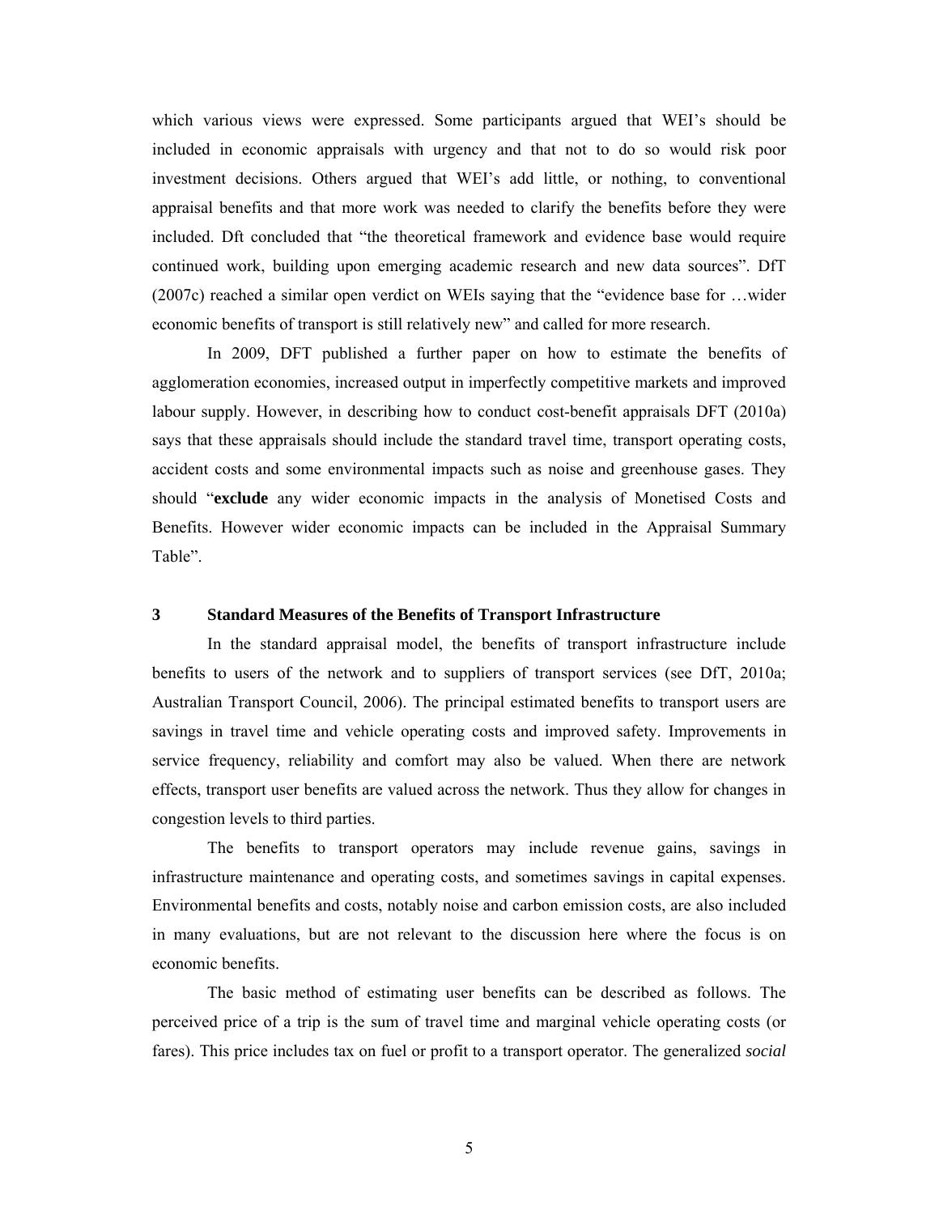which various views were expressed. Some participants argued that WEI's should be included in economic appraisals with urgency and that not to do so would risk poor investment decisions. Others argued that WEI's add little, or nothing, to conventional appraisal benefits and that more work was needed to clarify the benefits before they were included. Dft concluded that "the theoretical framework and evidence base would require continued work, building upon emerging academic research and new data sources". DfT (2007c) reached a similar open verdict on WEIs saying that the "evidence base for …wider economic benefits of transport is still relatively new" and called for more research.

In 2009, DFT published a further paper on how to estimate the benefits of agglomeration economies, increased output in imperfectly competitive markets and improved labour supply. However, in describing how to conduct cost-benefit appraisals DFT (2010a) says that these appraisals should include the standard travel time, transport operating costs, accident costs and some environmental impacts such as noise and greenhouse gases. They should "**exclude** any wider economic impacts in the analysis of Monetised Costs and Benefits. However wider economic impacts can be included in the Appraisal Summary Table".

## 3 Standard Measures of the Benefits of Transport Infrastructure

In the standard appraisal model, the benefits of transport infrastructure include benefits to users of the network and to suppliers of transport services (see DfT, 2010a; Australian Transport Council, 2006). The principal estimated benefits to transport users are savings in travel time and vehicle operating costs and improved safety. Improvements in service frequency, reliability and comfort may also be valued. When there are network effects, transport user benefits are valued across the network. Thus they allow for changes in congestion levels to third parties.

The benefits to transport operators may include revenue gains, savings in infrastructure maintenance and operating costs, and sometimes savings in capital expenses. Environmental benefits and costs, notably noise and carbon emission costs, are also included in many evaluations, but are not relevant to the discussion here where the focus is on economic benefits.

The basic method of estimating user benefits can be described as follows. The perceived price of a trip is the sum of travel time and marginal vehicle operating costs (or fares). This price includes tax on fuel or profit to a transport operator. The generalized *social*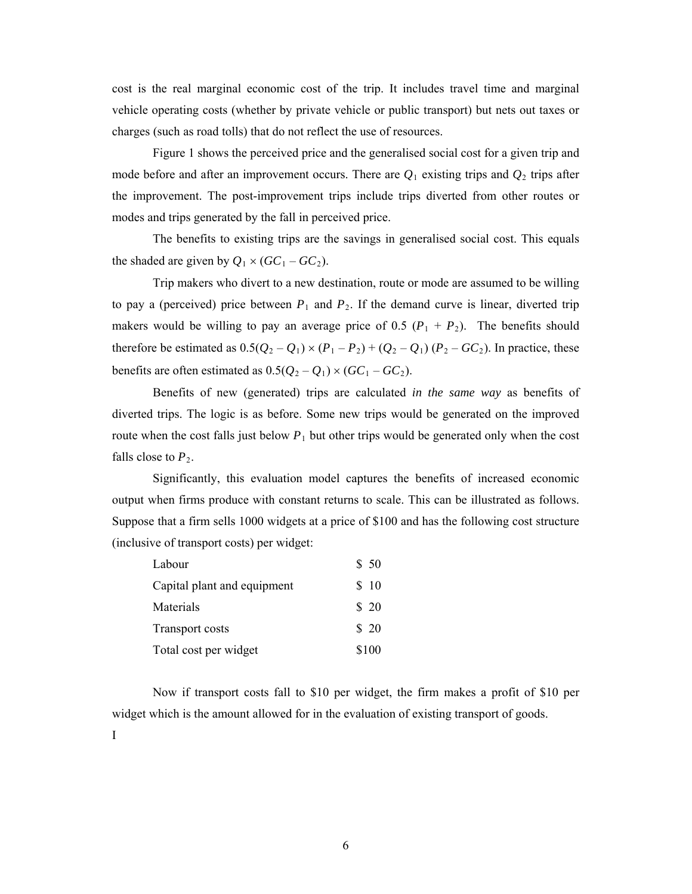cost is the real marginal economic cost of the trip. It includes travel time and marginal vehicle operating costs (whether by private vehicle or public transport) but nets out taxes or charges (such as road tolls) that do not reflect the use of resources.

Figure 1 shows the perceived price and the generalised social cost for a given trip and mode before and after an improvement occurs. There are $Q_1$ existing trips and $Q_2$ trips after the improvement. The post-improvement trips include trips diverted from other routes or modes and trips generated by the fall in perceived price.

The benefits to existing trips are the savings in generalised social cost. This equals the shaded are given by $Q_1 \times (GC_1 - GC_2)$.

Trip makers who divert to a new destination, route or mode are assumed to be willing to pay a (perceived) price between $P_1$ and $P_2$. If the demand curve is linear, diverted trip makers would be willing to pay an average price of $0.5\ (P_1 + P_2)$. The benefits should therefore be estimated as $0.5(Q_2 - Q_1) \times (P_1 - P_2) + (Q_2 - Q_1)\ (P_2 - GC_2)$. In practice, these benefits are often estimated as $0.5(Q_2 - Q_1) \times (GC_1 - GC_2)$.

Benefits of new (generated) trips are calculated *in the same way* as benefits of diverted trips. The logic is as before. Some new trips would be generated on the improved route when the cost falls just below $P_1$ but other trips would be generated only when the cost falls close to $P_2$.

Significantly, this evaluation model captures the benefits of increased economic output when firms produce with constant returns to scale. This can be illustrated as follows. Suppose that a firm sells 1000 widgets at a price of $100 and has the following cost structure (inclusive of transport costs) per widget:

| | |
|---|---|
| Labour | $ 50 |
| Capital plant and equipment | $ 10 |
| Materials | $ 20 |
| Transport costs | $ 20 |
| Total cost per widget | $100 |

Now if transport costs fall to $10 per widget, the firm makes a profit of $10 per widget which is the amount allowed for in the evaluation of existing transport of goods.

I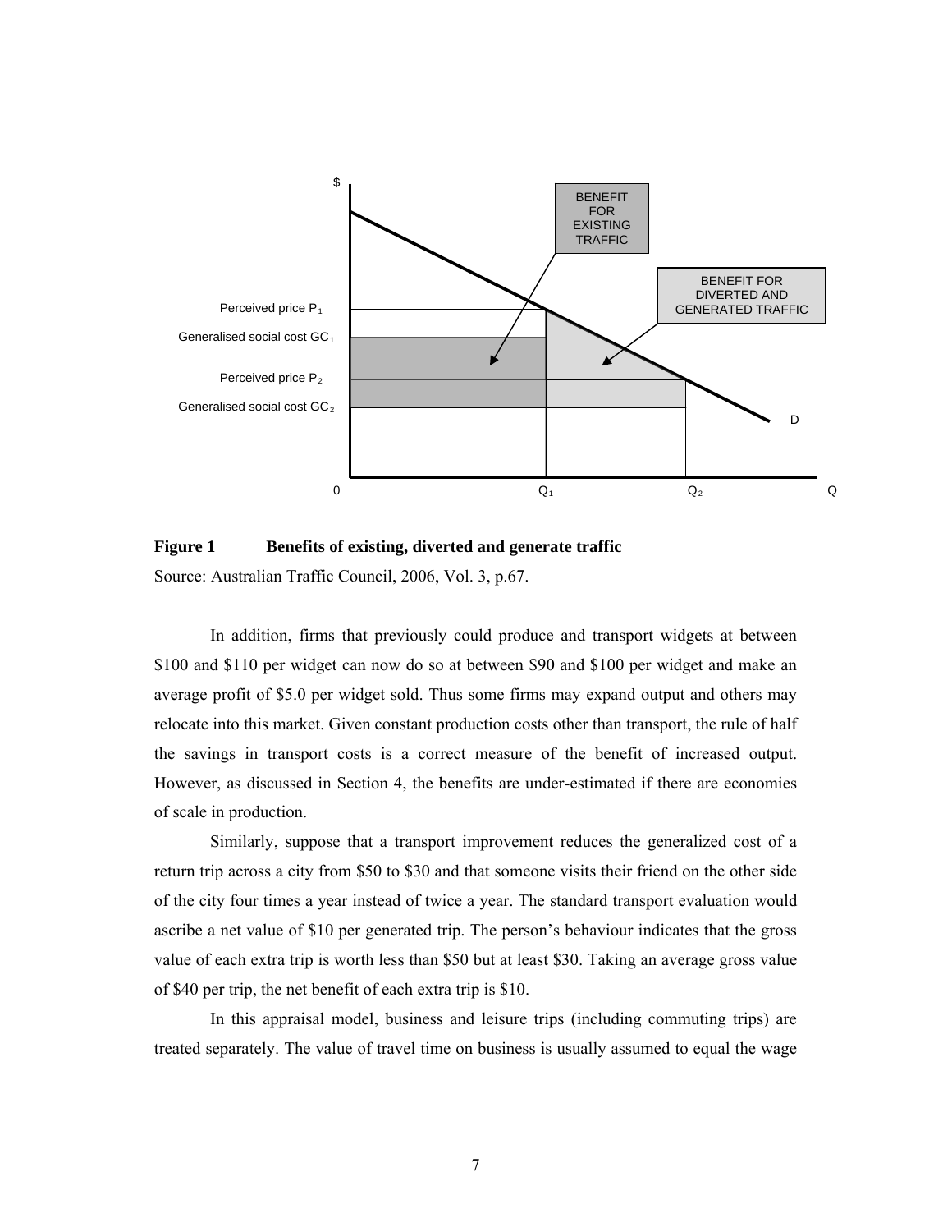**Figure 1 Benefits of existing, diverted and generate traffic**

Source: Australian Traffic Council, 2006, Vol. 3, p.67.

In addition, firms that previously could produce and transport widgets at between \$100 and \$110 per widget can now do so at between \$90 and \$100 per widget and make an average profit of \$5.0 per widget sold. Thus some firms may expand output and others may relocate into this market. Given constant production costs other than transport, the rule of half the savings in transport costs is a correct measure of the benefit of increased output. However, as discussed in Section 4, the benefits are under-estimated if there are economies of scale in production.

Similarly, suppose that a transport improvement reduces the generalized cost of a return trip across a city from \$50 to \$30 and that someone visits their friend on the other side of the city four times a year instead of twice a year. The standard transport evaluation would ascribe a net value of \$10 per generated trip. The person's behaviour indicates that the gross value of each extra trip is worth less than \$50 but at least \$30. Taking an average gross value of \$40 per trip, the net benefit of each extra trip is \$10.

In this appraisal model, business and leisure trips (including commuting trips) are treated separately. The value of travel time on business is usually assumed to equal the wage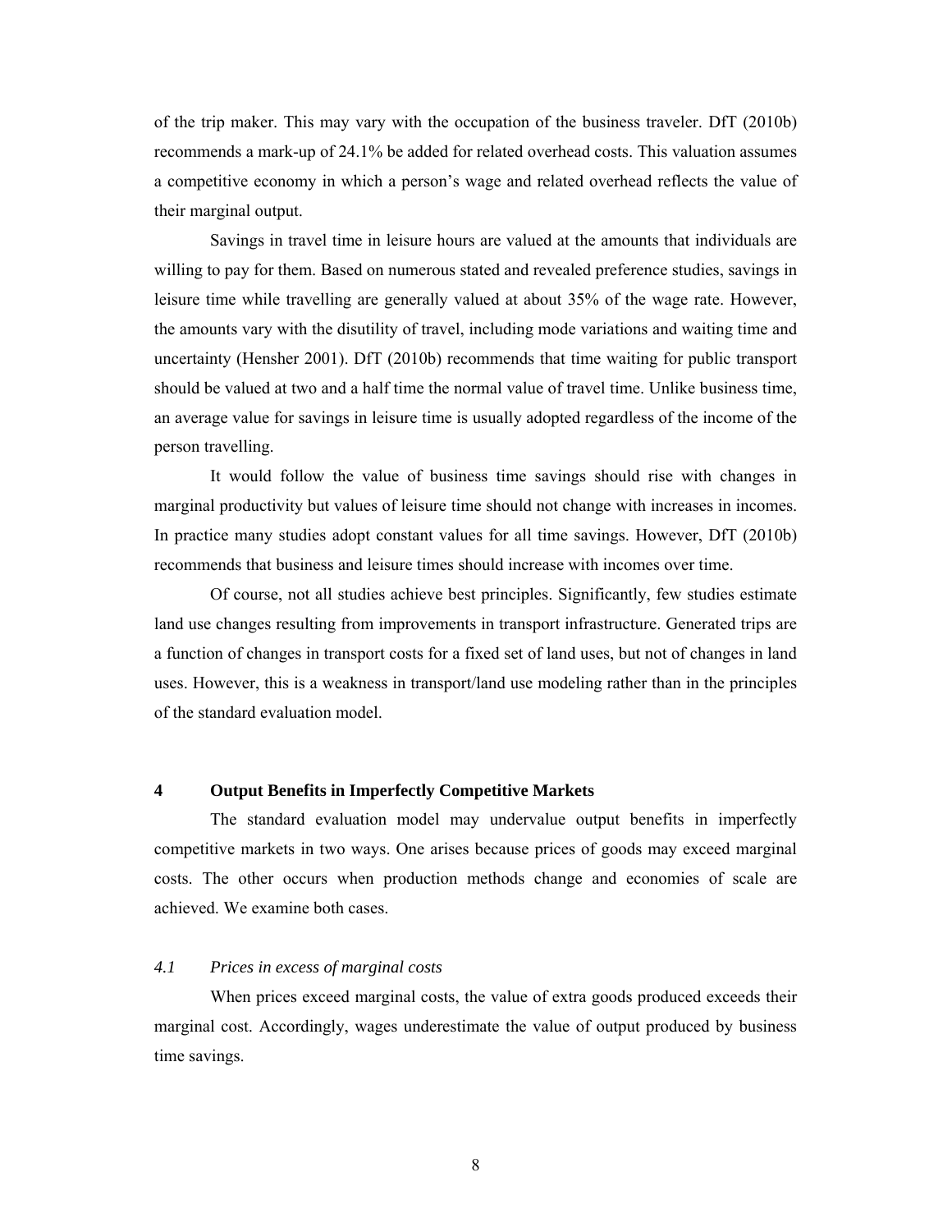of the trip maker. This may vary with the occupation of the business traveler. DfT (2010b) recommends a mark-up of 24.1% be added for related overhead costs. This valuation assumes a competitive economy in which a person's wage and related overhead reflects the value of their marginal output.

Savings in travel time in leisure hours are valued at the amounts that individuals are willing to pay for them. Based on numerous stated and revealed preference studies, savings in leisure time while travelling are generally valued at about 35% of the wage rate. However, the amounts vary with the disutility of travel, including mode variations and waiting time and uncertainty (Hensher 2001). DfT (2010b) recommends that time waiting for public transport should be valued at two and a half time the normal value of travel time. Unlike business time, an average value for savings in leisure time is usually adopted regardless of the income of the person travelling.

It would follow the value of business time savings should rise with changes in marginal productivity but values of leisure time should not change with increases in incomes. In practice many studies adopt constant values for all time savings. However, DfT (2010b) recommends that business and leisure times should increase with incomes over time.

Of course, not all studies achieve best principles. Significantly, few studies estimate land use changes resulting from improvements in transport infrastructure. Generated trips are a function of changes in transport costs for a fixed set of land uses, but not of changes in land uses. However, this is a weakness in transport/land use modeling rather than in the principles of the standard evaluation model.

## 4 Output Benefits in Imperfectly Competitive Markets

The standard evaluation model may undervalue output benefits in imperfectly competitive markets in two ways. One arises because prices of goods may exceed marginal costs. The other occurs when production methods change and economies of scale are achieved. We examine both cases.

### *4.1 Prices in excess of marginal costs*

When prices exceed marginal costs, the value of extra goods produced exceeds their marginal cost. Accordingly, wages underestimate the value of output produced by business time savings.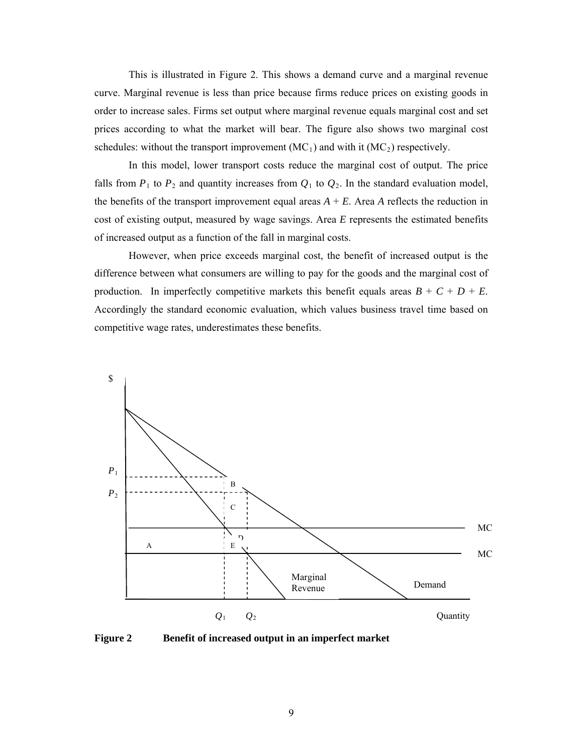This is illustrated in Figure 2. This shows a demand curve and a marginal revenue curve. Marginal revenue is less than price because firms reduce prices on existing goods in order to increase sales. Firms set output where marginal revenue equals marginal cost and set prices according to what the market will bear. The figure also shows two marginal cost schedules: without the transport improvement ($MC_1$) and with it ($MC_2$) respectively.

In this model, lower transport costs reduce the marginal cost of output. The price falls from $P_1$ to $P_2$ and quantity increases from $Q_1$ to $Q_2$. In the standard evaluation model, the benefits of the transport improvement equal areas $A + E$. Area $A$ reflects the reduction in cost of existing output, measured by wage savings. Area $E$ represents the estimated benefits of increased output as a function of the fall in marginal costs.

However, when price exceeds marginal cost, the benefit of increased output is the difference between what consumers are willing to pay for the goods and the marginal cost of production. In imperfectly competitive markets this benefit equals areas $B + C + D + E$. Accordingly the standard economic evaluation, which values business travel time based on competitive wage rates, underestimates these benefits.

**Figure 2 Benefit of increased output in an imperfect market**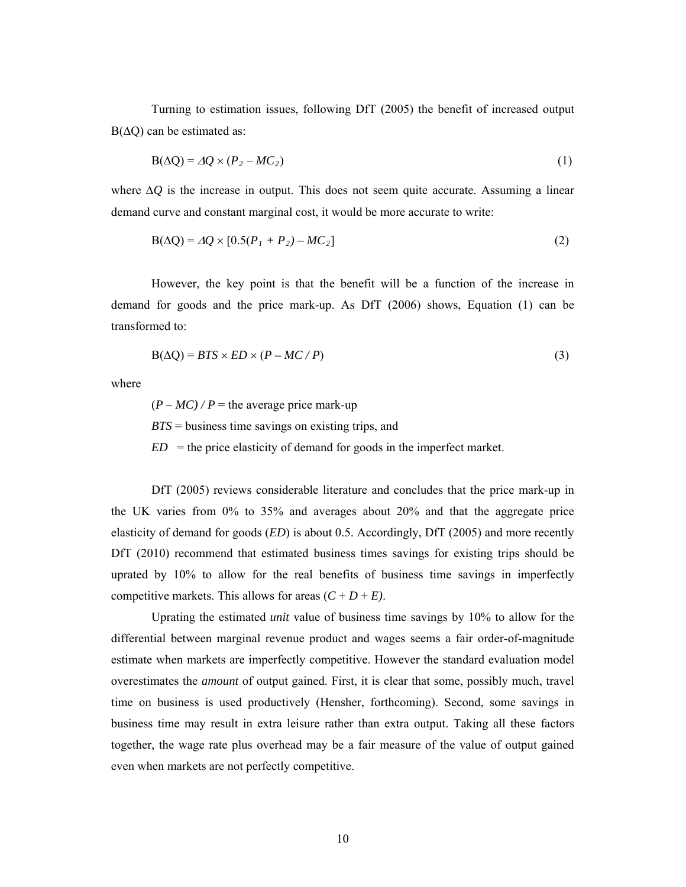Turning to estimation issues, following DfT (2005) the benefit of increased output $B(\Delta Q)$ can be estimated as:

$$B(\Delta Q) = \Delta Q \times (P_2 - MC_2) \tag{1}$$

where $\Delta Q$ is the increase in output. This does not seem quite accurate. Assuming a linear demand curve and constant marginal cost, it would be more accurate to write:

$$B(\Delta Q) = \Delta Q \times [0.5(P_1 + P_2) - MC_2] \tag{2}$$

However, the key point is that the benefit will be a function of the increase in demand for goods and the price mark-up. As DfT (2006) shows, Equation (1) can be transformed to:

$$B(\Delta Q) = BTS \times ED \times (P - MC / P) \tag{3}$$

where

$(P - MC) / P$ = the average price mark-up

$BTS$ = business time savings on existing trips, and

$ED$ = the price elasticity of demand for goods in the imperfect market.

DfT (2005) reviews considerable literature and concludes that the price mark-up in the UK varies from 0% to 35% and averages about 20% and that the aggregate price elasticity of demand for goods ($ED$) is about 0.5. Accordingly, DfT (2005) and more recently DfT (2010) recommend that estimated business times savings for existing trips should be uprated by 10% to allow for the real benefits of business time savings in imperfectly competitive markets. This allows for areas $(C + D + E)$.

Uprating the estimated *unit* value of business time savings by 10% to allow for the differential between marginal revenue product and wages seems a fair order-of-magnitude estimate when markets are imperfectly competitive. However the standard evaluation model overestimates the *amount* of output gained. First, it is clear that some, possibly much, travel time on business is used productively (Hensher, forthcoming). Second, some savings in business time may result in extra leisure rather than extra output. Taking all these factors together, the wage rate plus overhead may be a fair measure of the value of output gained even when markets are not perfectly competitive.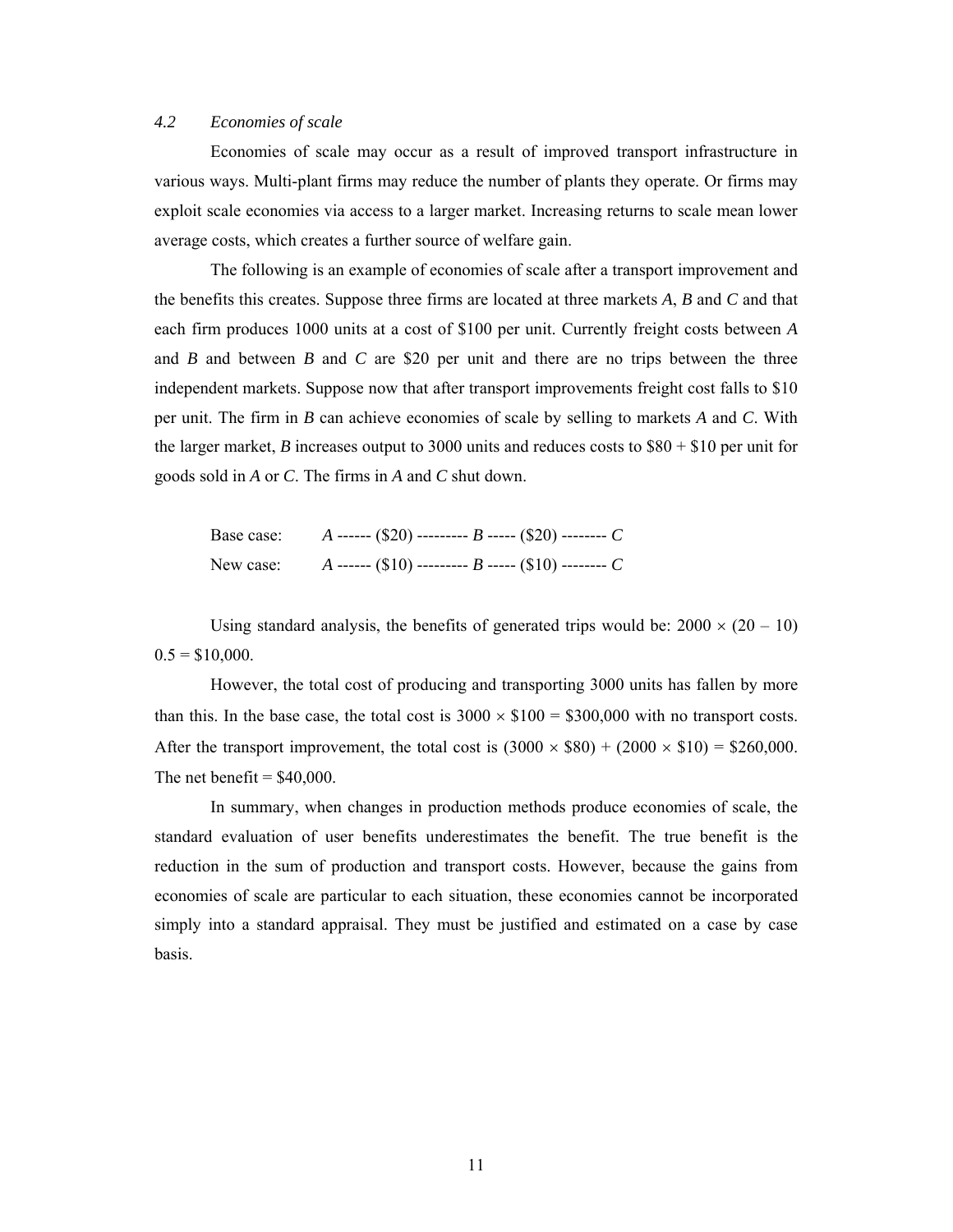### *4.2 Economies of scale*

Economies of scale may occur as a result of improved transport infrastructure in various ways. Multi-plant firms may reduce the number of plants they operate. Or firms may exploit scale economies via access to a larger market. Increasing returns to scale mean lower average costs, which creates a further source of welfare gain.

The following is an example of economies of scale after a transport improvement and the benefits this creates. Suppose three firms are located at three markets *A*, *B* and *C* and that each firm produces 1000 units at a cost of \$100 per unit. Currently freight costs between *A* and *B* and between *B* and *C* are \$20 per unit and there are no trips between the three independent markets. Suppose now that after transport improvements freight cost falls to \$10 per unit. The firm in *B* can achieve economies of scale by selling to markets *A* and *C*. With the larger market, *B* increases output to 3000 units and reduces costs to \$80 + \$10 per unit for goods sold in *A* or *C*. The firms in *A* and *C* shut down.

Base case: *A* ------ (\$20) --------- *B* ----- (\$20) -------- *C*

New case: *A* ------ (\$10) --------- *B* ----- (\$10) -------- *C*

Using standard analysis, the benefits of generated trips would be: $2000 \times (20 - 10)\ 0.5 = \$10{,}000$.

However, the total cost of producing and transporting 3000 units has fallen by more than this. In the base case, the total cost is $3000 \times \$100 = \$300{,}000$ with no transport costs. After the transport improvement, the total cost is $(3000 \times \$80) + (2000 \times \$10) = \$260{,}000$. The net benefit = \$40,000.

In summary, when changes in production methods produce economies of scale, the standard evaluation of user benefits underestimates the benefit. The true benefit is the reduction in the sum of production and transport costs. However, because the gains from economies of scale are particular to each situation, these economies cannot be incorporated simply into a standard appraisal. They must be justified and estimated on a case by case basis.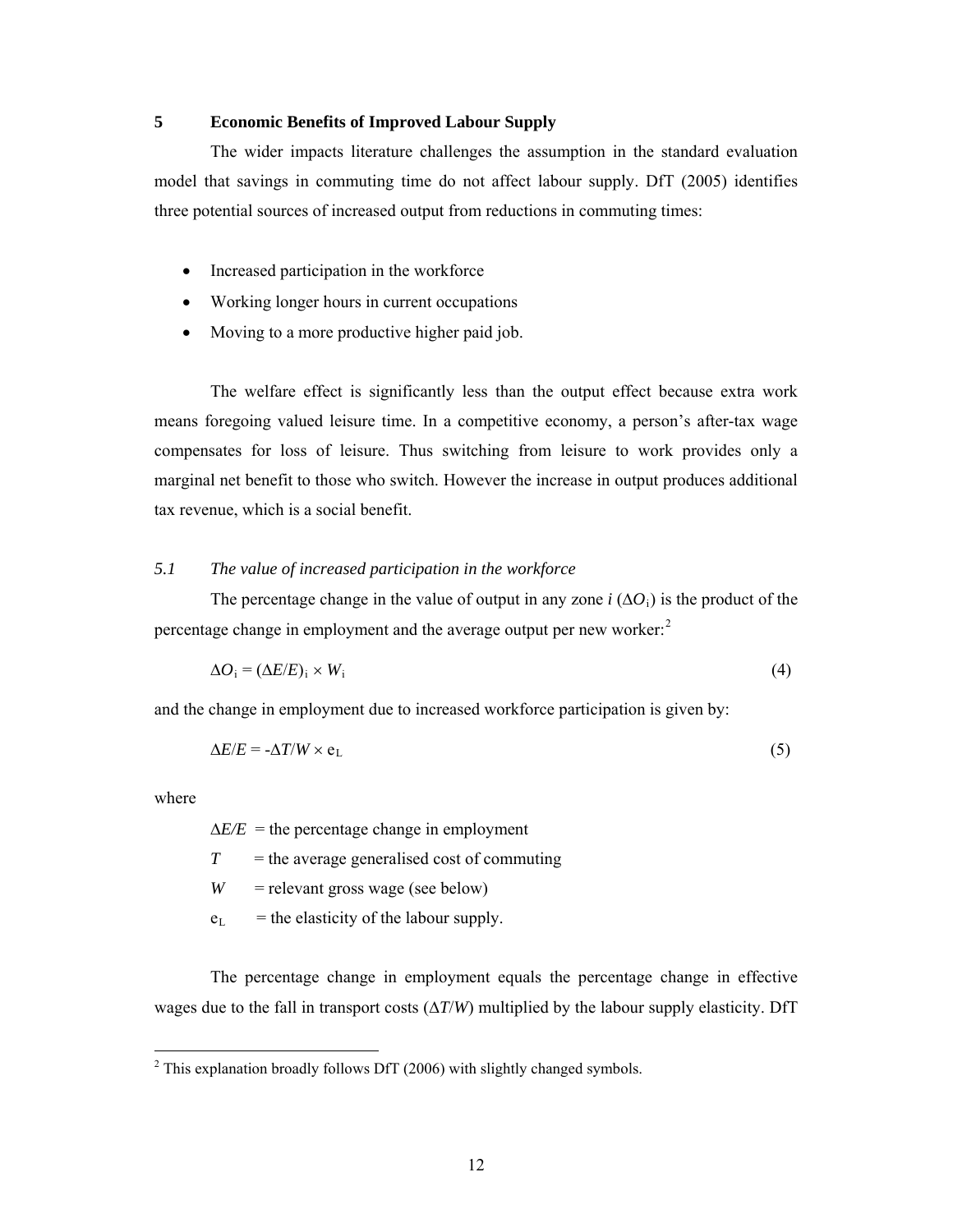## 5 Economic Benefits of Improved Labour Supply

The wider impacts literature challenges the assumption in the standard evaluation model that savings in commuting time do not affect labour supply. DfT (2005) identifies three potential sources of increased output from reductions in commuting times:

- Increased participation in the workforce
- Working longer hours in current occupations
- Moving to a more productive higher paid job.

The welfare effect is significantly less than the output effect because extra work means foregoing valued leisure time. In a competitive economy, a person's after-tax wage compensates for loss of leisure. Thus switching from leisure to work provides only a marginal net benefit to those who switch. However the increase in output produces additional tax revenue, which is a social benefit.

### *5.1 The value of increased participation in the workforce*

The percentage change in the value of output in any zone *i* ($\Delta O_i$) is the product of the percentage change in employment and the average output per new worker:[2]

$$\Delta O_i = (\Delta E/E)_i \times W_i \tag{4}$$

and the change in employment due to increased workforce participation is given by:

$$\Delta E/E = -\Delta T/W \times e_L \tag{5}$$

where

$\Delta E/E$ = the percentage change in employment

$T$ = the average generalised cost of commuting

$W$ = relevant gross wage (see below)

$e_L$ = the elasticity of the labour supply.

The percentage change in employment equals the percentage change in effective wages due to the fall in transport costs ($\Delta T/W$) multiplied by the labour supply elasticity. DfT

[2] This explanation broadly follows DfT (2006) with slightly changed symbols.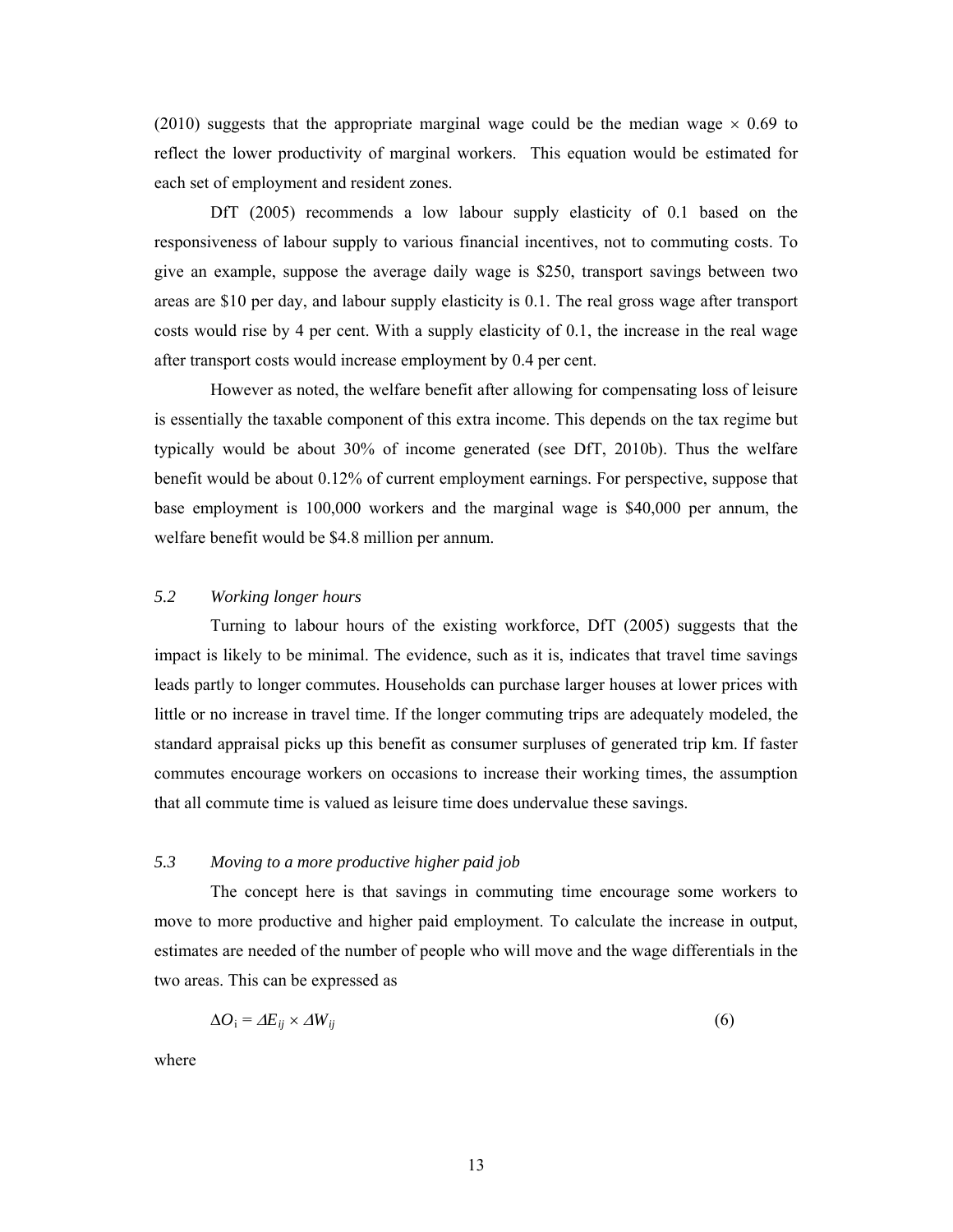(2010) suggests that the appropriate marginal wage could be the median wage × 0.69 to reflect the lower productivity of marginal workers. This equation would be estimated for each set of employment and resident zones.

DfT (2005) recommends a low labour supply elasticity of 0.1 based on the responsiveness of labour supply to various financial incentives, not to commuting costs. To give an example, suppose the average daily wage is \$250, transport savings between two areas are \$10 per day, and labour supply elasticity is 0.1. The real gross wage after transport costs would rise by 4 per cent. With a supply elasticity of 0.1, the increase in the real wage after transport costs would increase employment by 0.4 per cent.

However as noted, the welfare benefit after allowing for compensating loss of leisure is essentially the taxable component of this extra income. This depends on the tax regime but typically would be about 30% of income generated (see DfT, 2010b). Thus the welfare benefit would be about 0.12% of current employment earnings. For perspective, suppose that base employment is 100,000 workers and the marginal wage is \$40,000 per annum, the welfare benefit would be \$4.8 million per annum.

### *5.2 Working longer hours*

Turning to labour hours of the existing workforce, DfT (2005) suggests that the impact is likely to be minimal. The evidence, such as it is, indicates that travel time savings leads partly to longer commutes. Households can purchase larger houses at lower prices with little or no increase in travel time. If the longer commuting trips are adequately modeled, the standard appraisal picks up this benefit as consumer surpluses of generated trip km. If faster commutes encourage workers on occasions to increase their working times, the assumption that all commute time is valued as leisure time does undervalue these savings.

### *5.3 Moving to a more productive higher paid job*

The concept here is that savings in commuting time encourage some workers to move to more productive and higher paid employment. To calculate the increase in output, estimates are needed of the number of people who will move and the wage differentials in the two areas. This can be expressed as

$$\Delta O_i = \Delta E_{ij} \times \Delta W_{ij} \tag{6}$$

where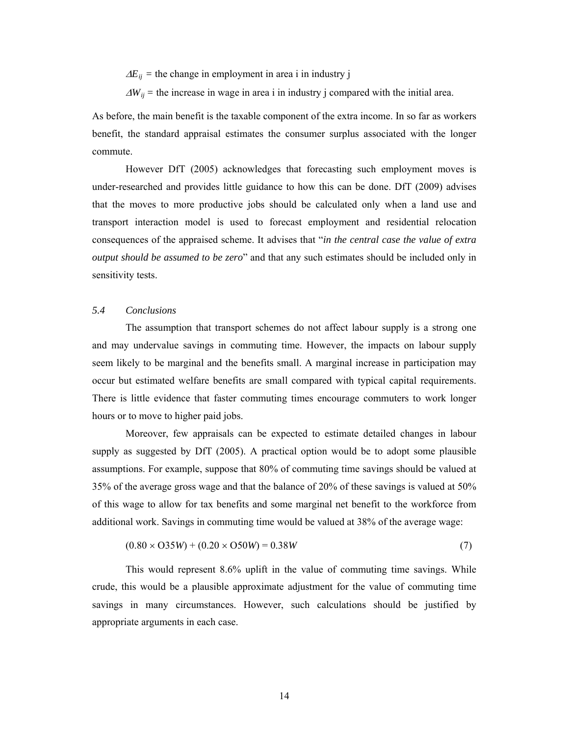$\Delta E_{ij}$ = the change in employment in area i in industry j

$\Delta W_{ij}$ = the increase in wage in area i in industry j compared with the initial area.

As before, the main benefit is the taxable component of the extra income. In so far as workers benefit, the standard appraisal estimates the consumer surplus associated with the longer commute.

However DfT (2005) acknowledges that forecasting such employment moves is under-researched and provides little guidance to how this can be done. DfT (2009) advises that the moves to more productive jobs should be calculated only when a land use and transport interaction model is used to forecast employment and residential relocation consequences of the appraised scheme. It advises that "*in the central case the value of extra output should be assumed to be zero*" and that any such estimates should be included only in sensitivity tests.

### 5.4 *Conclusions*

The assumption that transport schemes do not affect labour supply is a strong one and may undervalue savings in commuting time. However, the impacts on labour supply seem likely to be marginal and the benefits small. A marginal increase in participation may occur but estimated welfare benefits are small compared with typical capital requirements. There is little evidence that faster commuting times encourage commuters to work longer hours or to move to higher paid jobs.

Moreover, few appraisals can be expected to estimate detailed changes in labour supply as suggested by DfT (2005). A practical option would be to adopt some plausible assumptions. For example, suppose that 80% of commuting time savings should be valued at 35% of the average gross wage and that the balance of 20% of these savings is valued at 50% of this wage to allow for tax benefits and some marginal net benefit to the workforce from additional work. Savings in commuting time would be valued at 38% of the average wage:

$$(0.80 \times \text{O}35W) + (0.20 \times \text{O}50W) = 0.38W \tag{7}$$

This would represent 8.6% uplift in the value of commuting time savings. While crude, this would be a plausible approximate adjustment for the value of commuting time savings in many circumstances. However, such calculations should be justified by appropriate arguments in each case.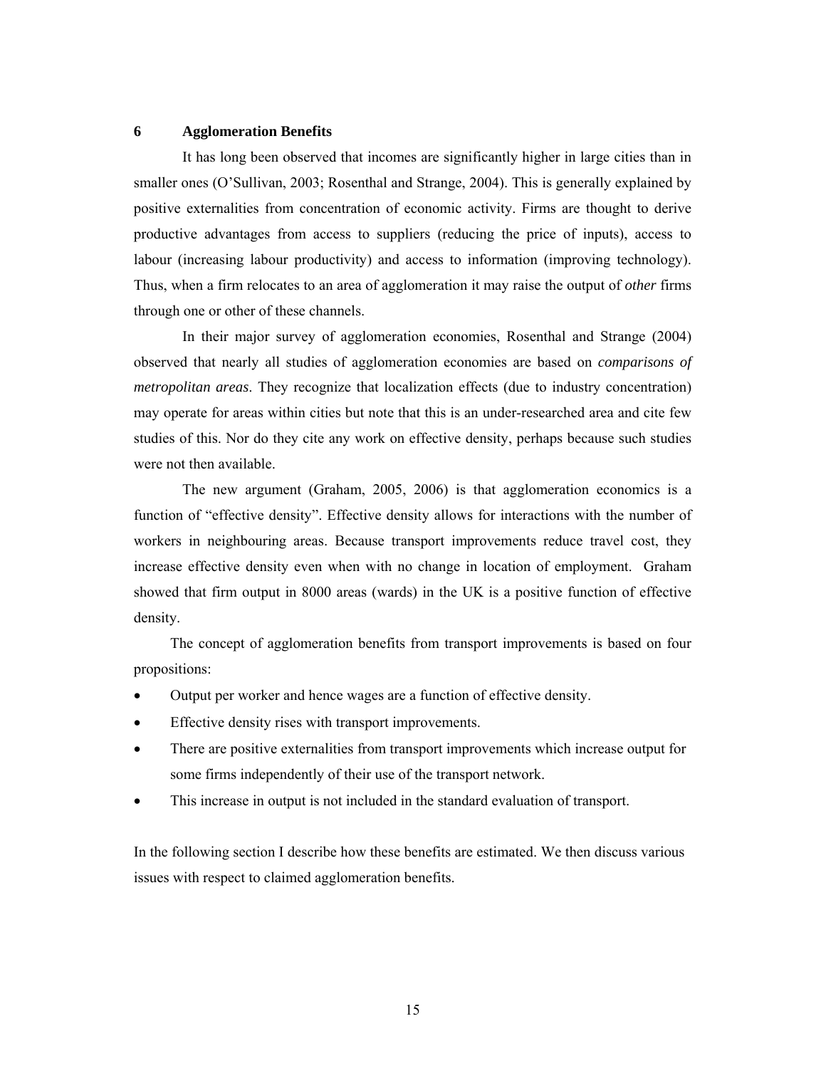## 6 Agglomeration Benefits

It has long been observed that incomes are significantly higher in large cities than in smaller ones (O'Sullivan, 2003; Rosenthal and Strange, 2004). This is generally explained by positive externalities from concentration of economic activity. Firms are thought to derive productive advantages from access to suppliers (reducing the price of inputs), access to labour (increasing labour productivity) and access to information (improving technology). Thus, when a firm relocates to an area of agglomeration it may raise the output of *other* firms through one or other of these channels.

In their major survey of agglomeration economies, Rosenthal and Strange (2004) observed that nearly all studies of agglomeration economies are based on *comparisons of metropolitan areas*. They recognize that localization effects (due to industry concentration) may operate for areas within cities but note that this is an under-researched area and cite few studies of this. Nor do they cite any work on effective density, perhaps because such studies were not then available.

The new argument (Graham, 2005, 2006) is that agglomeration economics is a function of "effective density". Effective density allows for interactions with the number of workers in neighbouring areas. Because transport improvements reduce travel cost, they increase effective density even when with no change in location of employment. Graham showed that firm output in 8000 areas (wards) in the UK is a positive function of effective density.

The concept of agglomeration benefits from transport improvements is based on four propositions:

- Output per worker and hence wages are a function of effective density.
- Effective density rises with transport improvements.
- There are positive externalities from transport improvements which increase output for some firms independently of their use of the transport network.
- This increase in output is not included in the standard evaluation of transport.

In the following section I describe how these benefits are estimated. We then discuss various issues with respect to claimed agglomeration benefits.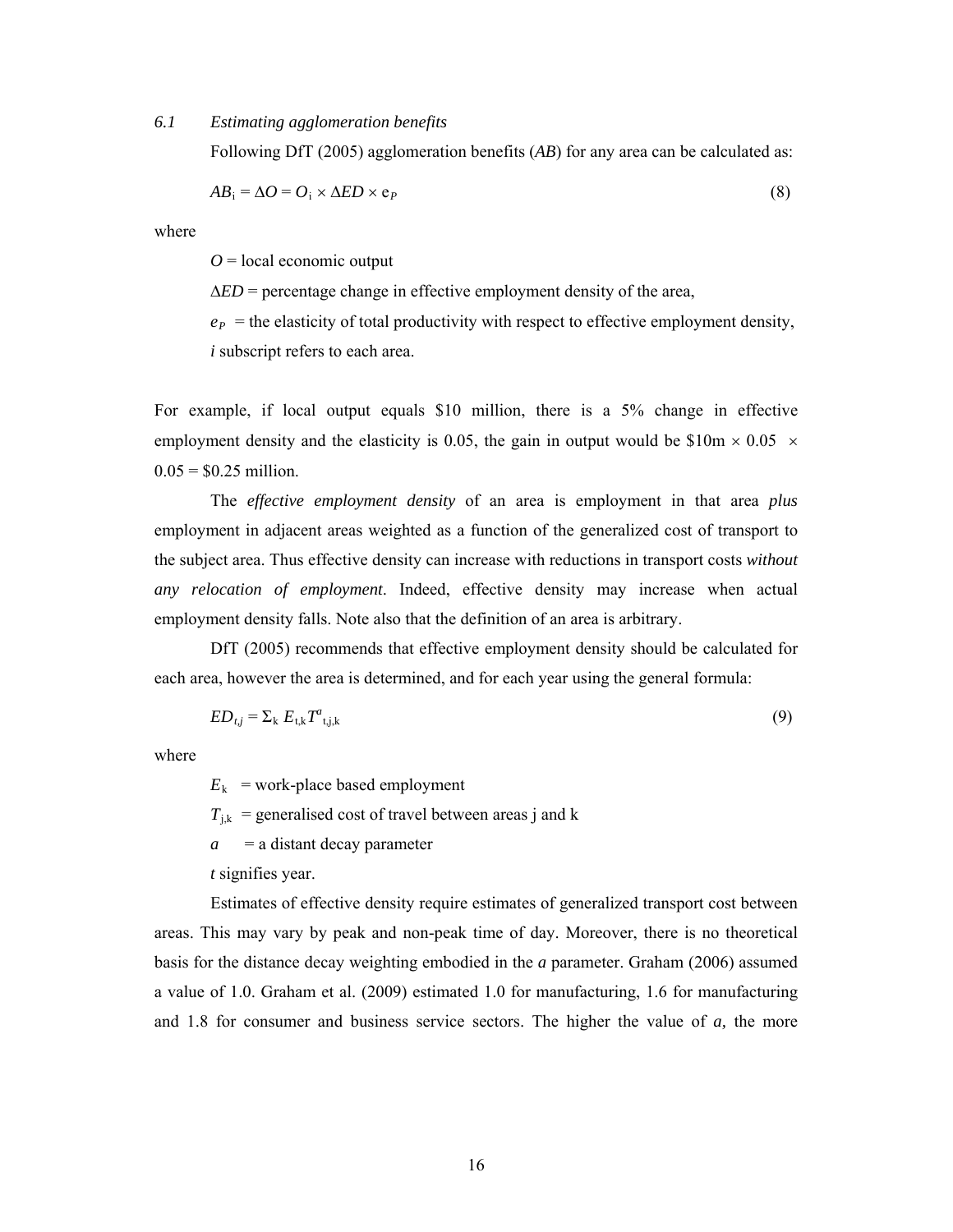### *6.1 Estimating agglomeration benefits*

Following DfT (2005) agglomeration benefits (*AB*) for any area can be calculated as:

$$AB_i = \Delta O = O_i \times \Delta ED \times e_P \tag{8}$$

where

$O$ = local economic output

$\Delta ED$ = percentage change in effective employment density of the area,

$e_P$ = the elasticity of total productivity with respect to effective employment density,

$i$ subscript refers to each area.

For example, if local output equals $10 million, there is a 5% change in effective employment density and the elasticity is 0.05, the gain in output would be $10m × 0.05 × 0.05 = $0.25 million.

The *effective employment density* of an area is employment in that area *plus* employment in adjacent areas weighted as a function of the generalized cost of transport to the subject area. Thus effective density can increase with reductions in transport costs *without any relocation of employment*. Indeed, effective density may increase when actual employment density falls. Note also that the definition of an area is arbitrary.

DfT (2005) recommends that effective employment density should be calculated for each area, however the area is determined, and for each year using the general formula:

$$ED_{t,j} = \Sigma_k E_{t,k} T^a_{t,j,k} \tag{9}$$

where

$E_k$ = work-place based employment

$T_{j,k}$ = generalised cost of travel between areas j and k

$a$ = a distant decay parameter

$t$ signifies year.

Estimates of effective density require estimates of generalized transport cost between areas. This may vary by peak and non-peak time of day. Moreover, there is no theoretical basis for the distance decay weighting embodied in the *a* parameter. Graham (2006) assumed a value of 1.0. Graham et al. (2009) estimated 1.0 for manufacturing, 1.6 for manufacturing and 1.8 for consumer and business service sectors. The higher the value of *a,* the more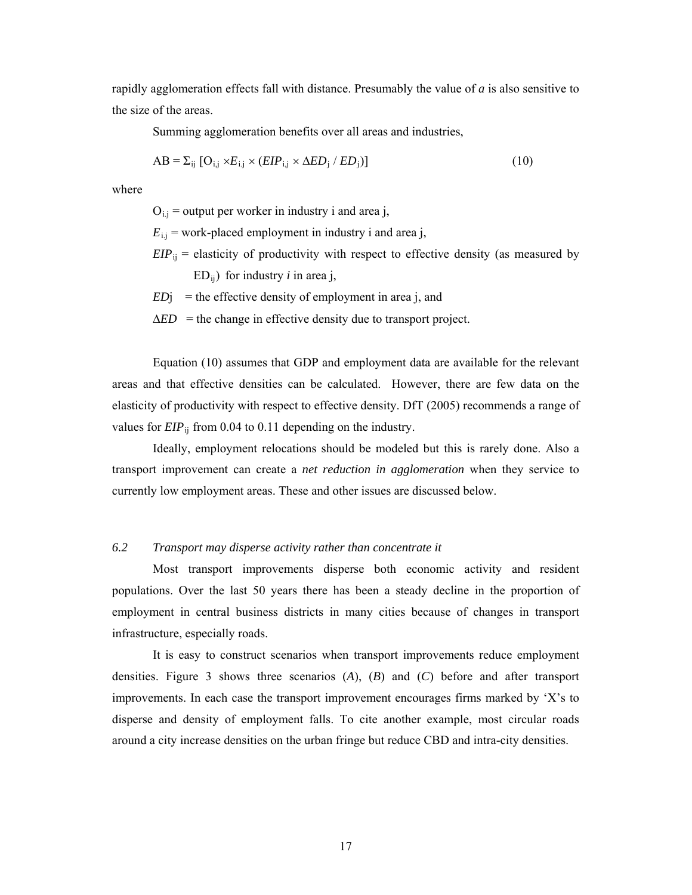rapidly agglomeration effects fall with distance. Presumably the value of ***a*** is also sensitive to the size of the areas.

Summing agglomeration benefits over all areas and industries,

$$AB = \Sigma_{ij} [O_{i,j} \times E_{i,j} \times (EIP_{i,j} \times \Delta ED_j / ED_j)] \quad (10)$$

where

$O_{i,j}$ = output per worker in industry i and area j,

$E_{i,j}$ = work-placed employment in industry i and area j,

$EIP_{ij}$ = elasticity of productivity with respect to effective density (as measured by $ED_{ij}$) for industry *i* in area j,

$ED_j$ = the effective density of employment in area j, and

$\Delta ED$ = the change in effective density due to transport project.

Equation (10) assumes that GDP and employment data are available for the relevant areas and that effective densities can be calculated. However, there are few data on the elasticity of productivity with respect to effective density. DfT (2005) recommends a range of values for $EIP_{ij}$ from 0.04 to 0.11 depending on the industry.

Ideally, employment relocations should be modeled but this is rarely done. Also a transport improvement can create a *net reduction in agglomeration* when they service to currently low employment areas. These and other issues are discussed below.

### *6.2 Transport may disperse activity rather than concentrate it*

Most transport improvements disperse both economic activity and resident populations. Over the last 50 years there has been a steady decline in the proportion of employment in central business districts in many cities because of changes in transport infrastructure, especially roads.

It is easy to construct scenarios when transport improvements reduce employment densities. Figure 3 shows three scenarios (*A*), (*B*) and (*C*) before and after transport improvements. In each case the transport improvement encourages firms marked by 'X's to disperse and density of employment falls. To cite another example, most circular roads around a city increase densities on the urban fringe but reduce CBD and intra-city densities.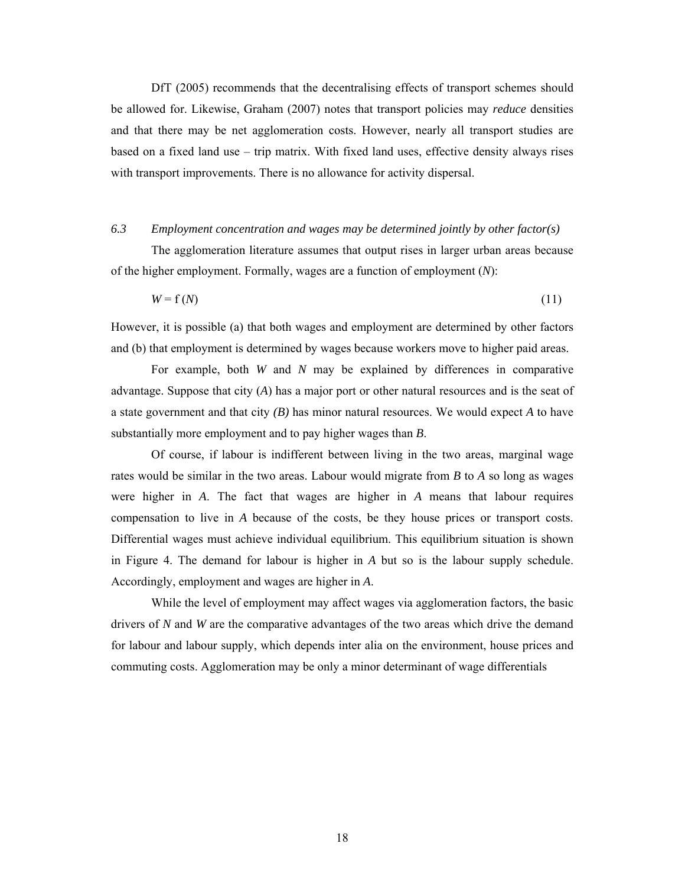DfT (2005) recommends that the decentralising effects of transport schemes should be allowed for. Likewise, Graham (2007) notes that transport policies may *reduce* densities and that there may be net agglomeration costs. However, nearly all transport studies are based on a fixed land use – trip matrix. With fixed land uses, effective density always rises with transport improvements. There is no allowance for activity dispersal.

### *6.3 Employment concentration and wages may be determined jointly by other factor(s)*

The agglomeration literature assumes that output rises in larger urban areas because of the higher employment. Formally, wages are a function of employment (*N*):

$$W = f(N) \tag{11}$$

However, it is possible (a) that both wages and employment are determined by other factors and (b) that employment is determined by wages because workers move to higher paid areas.

For example, both *W* and *N* may be explained by differences in comparative advantage. Suppose that city (*A*) has a major port or other natural resources and is the seat of a state government and that city *(B)* has minor natural resources. We would expect *A* to have substantially more employment and to pay higher wages than *B*.

Of course, if labour is indifferent between living in the two areas, marginal wage rates would be similar in the two areas. Labour would migrate from *B* to *A* so long as wages were higher in *A*. The fact that wages are higher in *A* means that labour requires compensation to live in *A* because of the costs, be they house prices or transport costs. Differential wages must achieve individual equilibrium. This equilibrium situation is shown in Figure 4. The demand for labour is higher in *A* but so is the labour supply schedule. Accordingly, employment and wages are higher in *A*.

While the level of employment may affect wages via agglomeration factors, the basic drivers of *N* and *W* are the comparative advantages of the two areas which drive the demand for labour and labour supply, which depends inter alia on the environment, house prices and commuting costs. Agglomeration may be only a minor determinant of wage differentials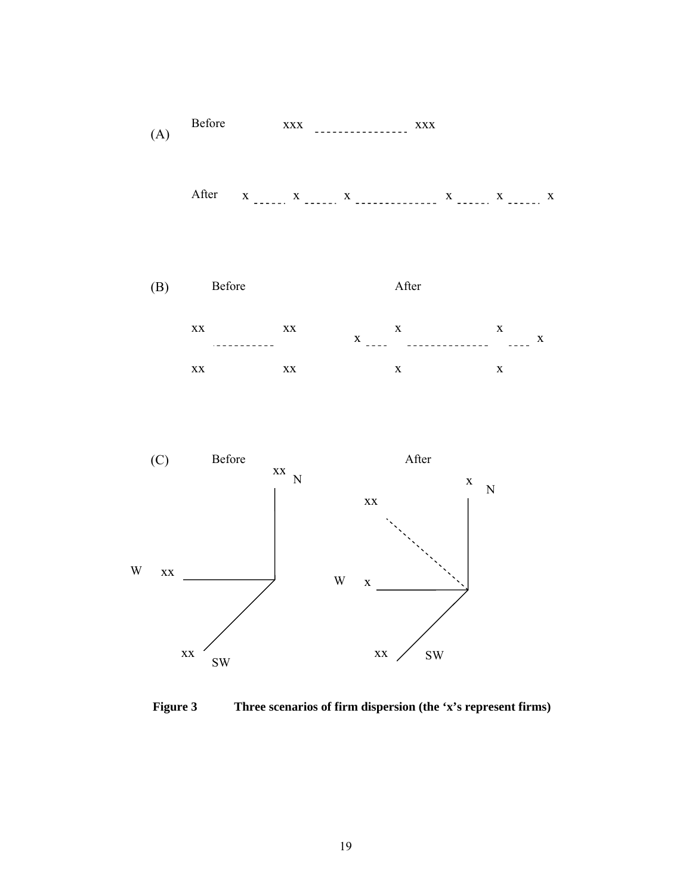(A) Before xxx - - - - - - - - - - - - - - - xxx

After x - - - - - x - - - - - x - - - - - - - - - - - - - x - - - - - x - - - - - x

(B) Before After

xx xx x x

- - - - - - - - - - x - - - - - - - - - - - - - - - - - - - x

xx xx x x

(C) Before After

xx N x N

xx

W xx W x

xx SW xx SW

**Figure 3 Three scenarios of firm dispersion (the 'x's represent firms)**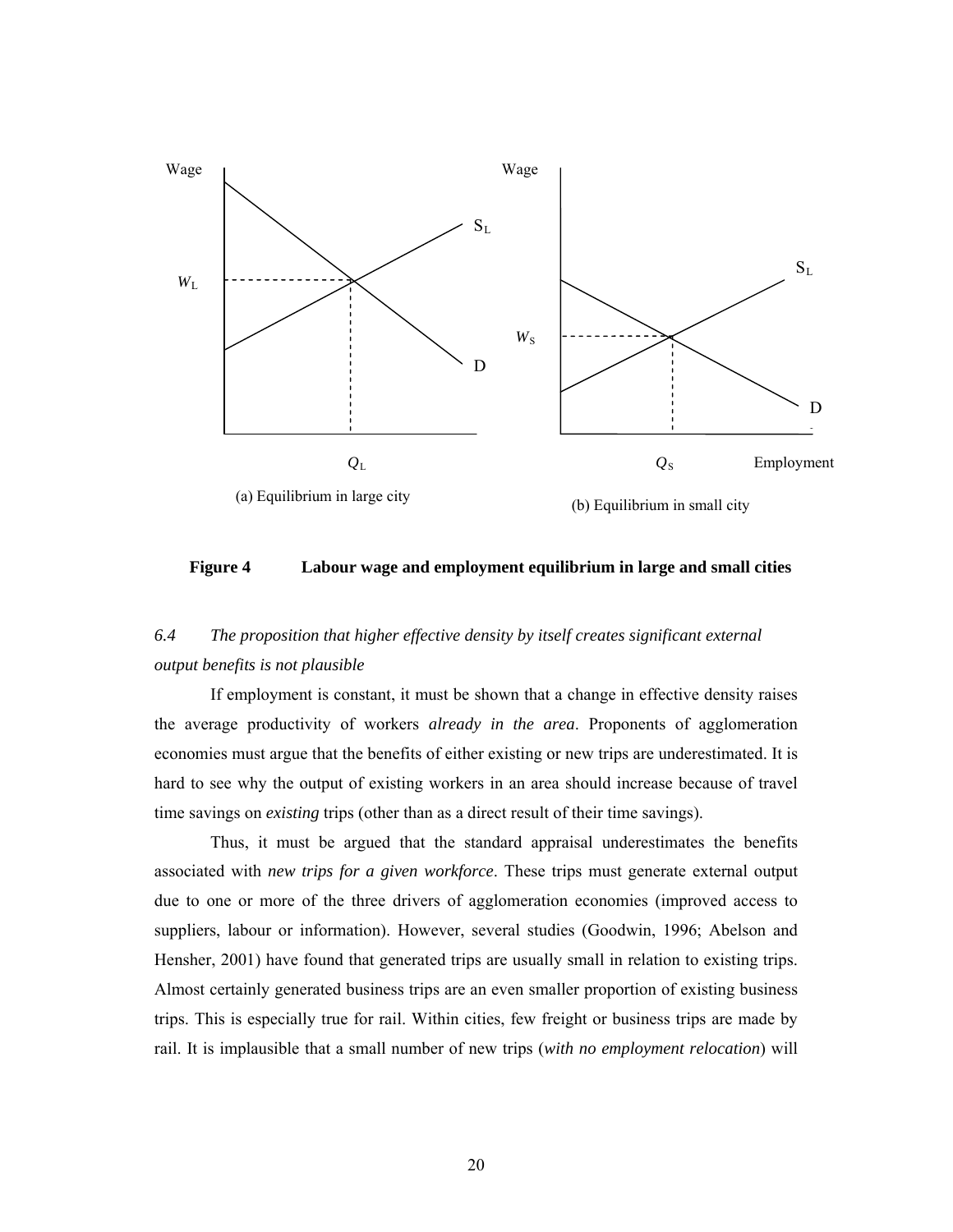Wage

$S_L$

$W_L$

D

$Q_L$

(a) Equilibrium in large city

Wage

$S_L$

$W_S$

D

$Q_S$

Employment

(b) Equilibrium in small city

**Figure 4 Labour wage and employment equilibrium in large and small cities**

### *6.4 The proposition that higher effective density by itself creates significant external output benefits is not plausible*

If employment is constant, it must be shown that a change in effective density raises the average productivity of workers *already in the area*. Proponents of agglomeration economies must argue that the benefits of either existing or new trips are underestimated. It is hard to see why the output of existing workers in an area should increase because of travel time savings on *existing* trips (other than as a direct result of their time savings).

Thus, it must be argued that the standard appraisal underestimates the benefits associated with *new trips for a given workforce*. These trips must generate external output due to one or more of the three drivers of agglomeration economies (improved access to suppliers, labour or information). However, several studies (Goodwin, 1996; Abelson and Hensher, 2001) have found that generated trips are usually small in relation to existing trips. Almost certainly generated business trips are an even smaller proportion of existing business trips. This is especially true for rail. Within cities, few freight or business trips are made by rail. It is implausible that a small number of new trips (*with no employment relocation*) will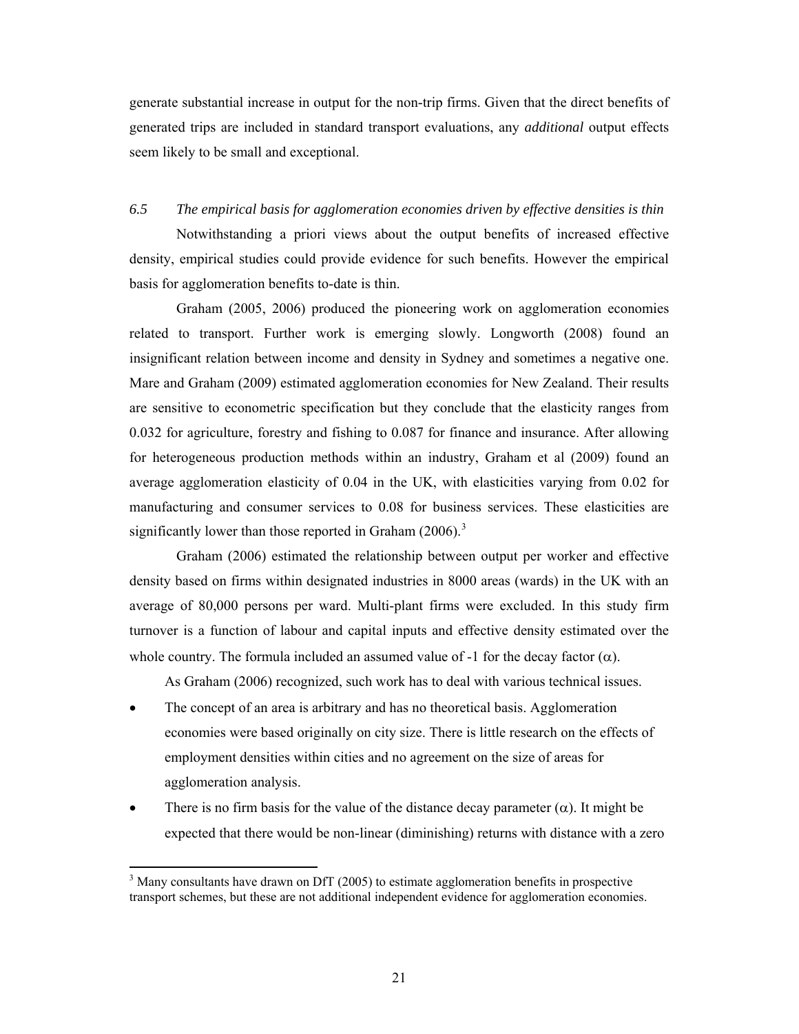generate substantial increase in output for the non-trip firms. Given that the direct benefits of generated trips are included in standard transport evaluations, any *additional* output effects seem likely to be small and exceptional.

### *6.5 The empirical basis for agglomeration economies driven by effective densities is thin*

Notwithstanding a priori views about the output benefits of increased effective density, empirical studies could provide evidence for such benefits. However the empirical basis for agglomeration benefits to-date is thin.

Graham (2005, 2006) produced the pioneering work on agglomeration economies related to transport. Further work is emerging slowly. Longworth (2008) found an insignificant relation between income and density in Sydney and sometimes a negative one. Mare and Graham (2009) estimated agglomeration economies for New Zealand. Their results are sensitive to econometric specification but they conclude that the elasticity ranges from 0.032 for agriculture, forestry and fishing to 0.087 for finance and insurance. After allowing for heterogeneous production methods within an industry, Graham et al (2009) found an average agglomeration elasticity of 0.04 in the UK, with elasticities varying from 0.02 for manufacturing and consumer services to 0.08 for business services. These elasticities are significantly lower than those reported in Graham (2006).[3]

Graham (2006) estimated the relationship between output per worker and effective density based on firms within designated industries in 8000 areas (wards) in the UK with an average of 80,000 persons per ward. Multi-plant firms were excluded. In this study firm turnover is a function of labour and capital inputs and effective density estimated over the whole country. The formula included an assumed value of -1 for the decay factor ($\alpha$).

As Graham (2006) recognized, such work has to deal with various technical issues.

- The concept of an area is arbitrary and has no theoretical basis. Agglomeration economies were based originally on city size. There is little research on the effects of employment densities within cities and no agreement on the size of areas for agglomeration analysis.
- There is no firm basis for the value of the distance decay parameter ($\alpha$). It might be expected that there would be non-linear (diminishing) returns with distance with a zero

[3] Many consultants have drawn on DfT (2005) to estimate agglomeration benefits in prospective transport schemes, but these are not additional independent evidence for agglomeration economies.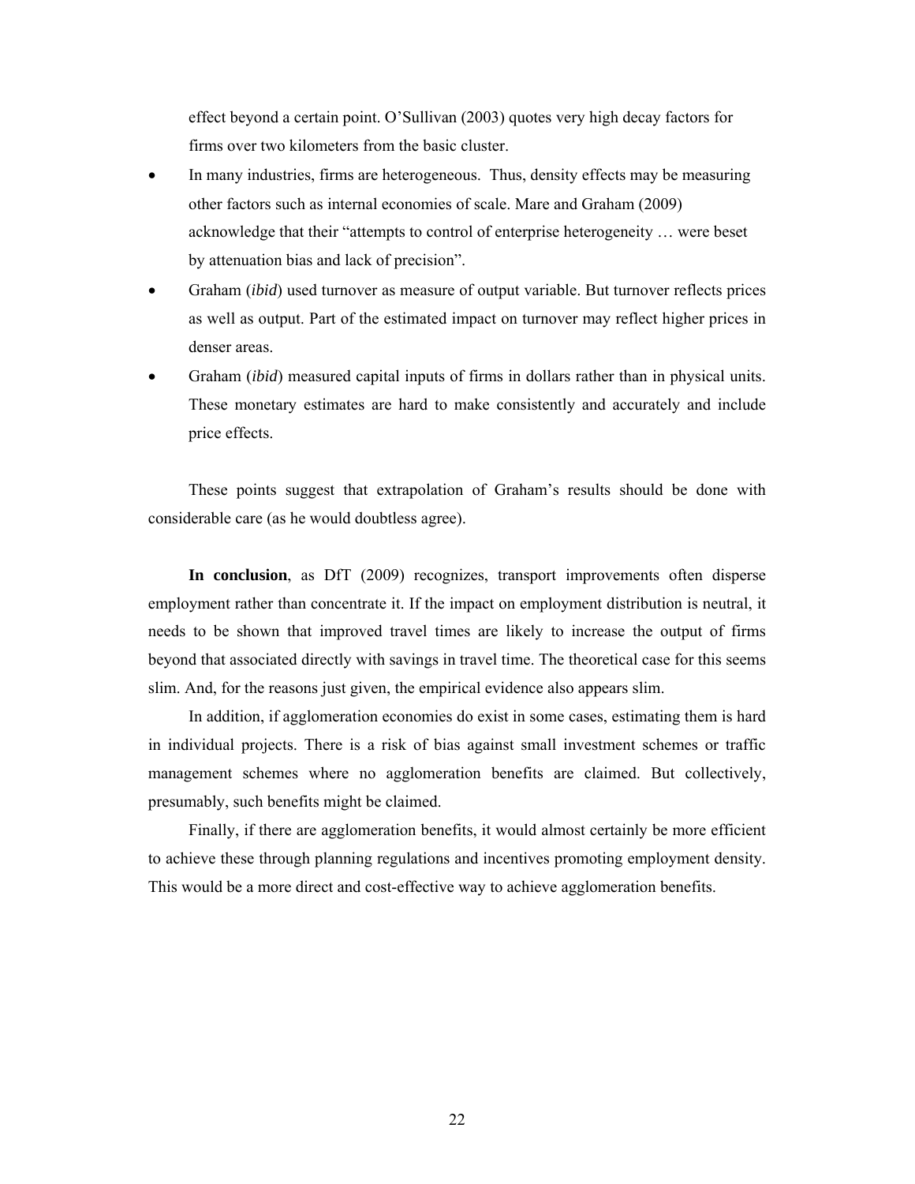effect beyond a certain point. O'Sullivan (2003) quotes very high decay factors for firms over two kilometers from the basic cluster.

- In many industries, firms are heterogeneous. Thus, density effects may be measuring other factors such as internal economies of scale. Mare and Graham (2009) acknowledge that their "attempts to control of enterprise heterogeneity … were beset by attenuation bias and lack of precision".
- Graham (*ibid*) used turnover as measure of output variable. But turnover reflects prices as well as output. Part of the estimated impact on turnover may reflect higher prices in denser areas.
- Graham (*ibid*) measured capital inputs of firms in dollars rather than in physical units. These monetary estimates are hard to make consistently and accurately and include price effects.

These points suggest that extrapolation of Graham's results should be done with considerable care (as he would doubtless agree).

**In conclusion**, as DfT (2009) recognizes, transport improvements often disperse employment rather than concentrate it. If the impact on employment distribution is neutral, it needs to be shown that improved travel times are likely to increase the output of firms beyond that associated directly with savings in travel time. The theoretical case for this seems slim. And, for the reasons just given, the empirical evidence also appears slim.

In addition, if agglomeration economies do exist in some cases, estimating them is hard in individual projects. There is a risk of bias against small investment schemes or traffic management schemes where no agglomeration benefits are claimed. But collectively, presumably, such benefits might be claimed.

Finally, if there are agglomeration benefits, it would almost certainly be more efficient to achieve these through planning regulations and incentives promoting employment density. This would be a more direct and cost-effective way to achieve agglomeration benefits.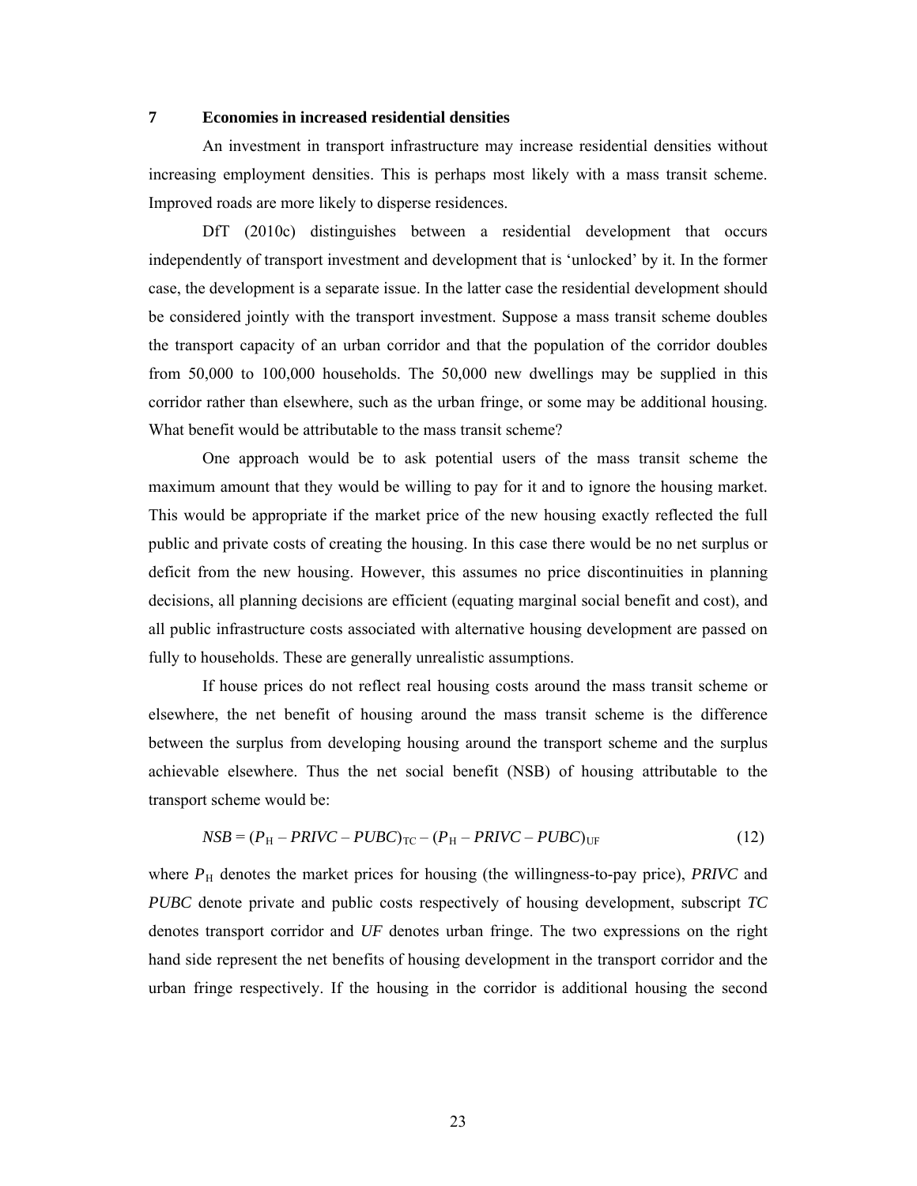## 7 Economies in increased residential densities

An investment in transport infrastructure may increase residential densities without increasing employment densities. This is perhaps most likely with a mass transit scheme. Improved roads are more likely to disperse residences.

DfT (2010c) distinguishes between a residential development that occurs independently of transport investment and development that is 'unlocked' by it. In the former case, the development is a separate issue. In the latter case the residential development should be considered jointly with the transport investment. Suppose a mass transit scheme doubles the transport capacity of an urban corridor and that the population of the corridor doubles from 50,000 to 100,000 households. The 50,000 new dwellings may be supplied in this corridor rather than elsewhere, such as the urban fringe, or some may be additional housing. What benefit would be attributable to the mass transit scheme?

One approach would be to ask potential users of the mass transit scheme the maximum amount that they would be willing to pay for it and to ignore the housing market. This would be appropriate if the market price of the new housing exactly reflected the full public and private costs of creating the housing. In this case there would be no net surplus or deficit from the new housing. However, this assumes no price discontinuities in planning decisions, all planning decisions are efficient (equating marginal social benefit and cost), and all public infrastructure costs associated with alternative housing development are passed on fully to households. These are generally unrealistic assumptions.

If house prices do not reflect real housing costs around the mass transit scheme or elsewhere, the net benefit of housing around the mass transit scheme is the difference between the surplus from developing housing around the transport scheme and the surplus achievable elsewhere. Thus the net social benefit (NSB) of housing attributable to the transport scheme would be:

$$NSB = (P_H - PRIVC - PUBC)_{TC} - (P_H - PRIVC - PUBC)_{UF} \tag{12}$$

where $P_H$ denotes the market prices for housing (the willingness-to-pay price), *PRIVC* and *PUBC* denote private and public costs respectively of housing development, subscript *TC* denotes transport corridor and *UF* denotes urban fringe. The two expressions on the right hand side represent the net benefits of housing development in the transport corridor and the urban fringe respectively. If the housing in the corridor is additional housing the second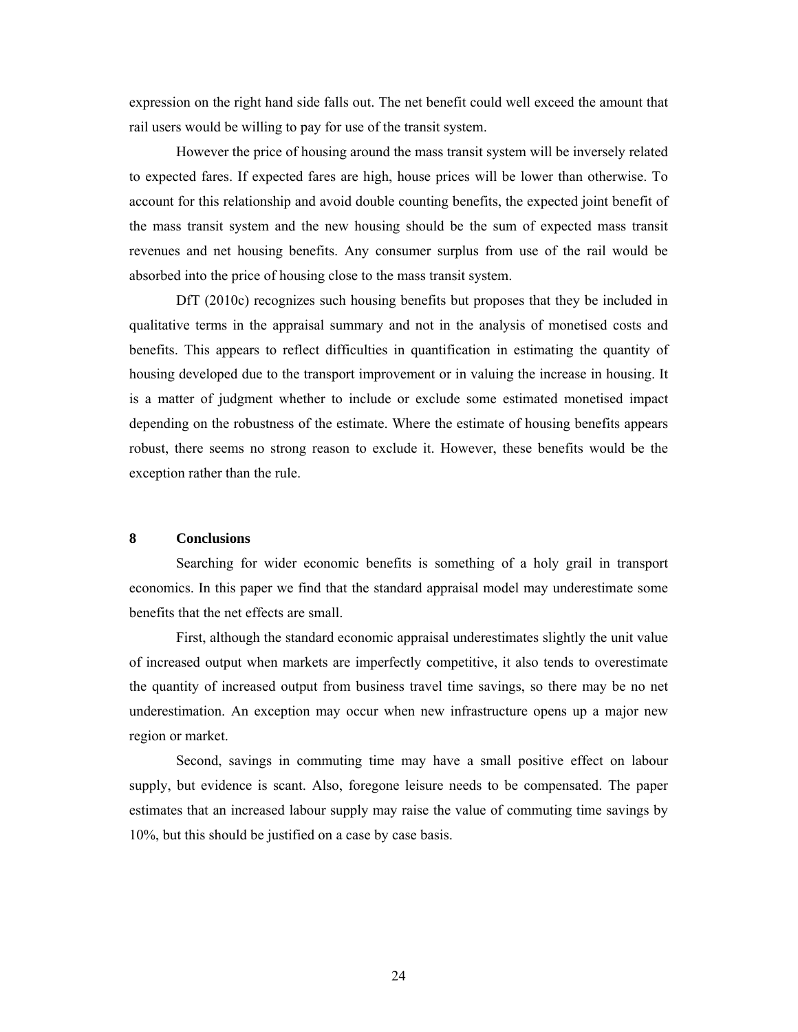expression on the right hand side falls out. The net benefit could well exceed the amount that rail users would be willing to pay for use of the transit system.

However the price of housing around the mass transit system will be inversely related to expected fares. If expected fares are high, house prices will be lower than otherwise. To account for this relationship and avoid double counting benefits, the expected joint benefit of the mass transit system and the new housing should be the sum of expected mass transit revenues and net housing benefits. Any consumer surplus from use of the rail would be absorbed into the price of housing close to the mass transit system.

DfT (2010c) recognizes such housing benefits but proposes that they be included in qualitative terms in the appraisal summary and not in the analysis of monetised costs and benefits. This appears to reflect difficulties in quantification in estimating the quantity of housing developed due to the transport improvement or in valuing the increase in housing. It is a matter of judgment whether to include or exclude some estimated monetised impact depending on the robustness of the estimate. Where the estimate of housing benefits appears robust, there seems no strong reason to exclude it. However, these benefits would be the exception rather than the rule.

## 8 Conclusions

Searching for wider economic benefits is something of a holy grail in transport economics. In this paper we find that the standard appraisal model may underestimate some benefits that the net effects are small.

First, although the standard economic appraisal underestimates slightly the unit value of increased output when markets are imperfectly competitive, it also tends to overestimate the quantity of increased output from business travel time savings, so there may be no net underestimation. An exception may occur when new infrastructure opens up a major new region or market.

Second, savings in commuting time may have a small positive effect on labour supply, but evidence is scant. Also, foregone leisure needs to be compensated. The paper estimates that an increased labour supply may raise the value of commuting time savings by 10%, but this should be justified on a case by case basis.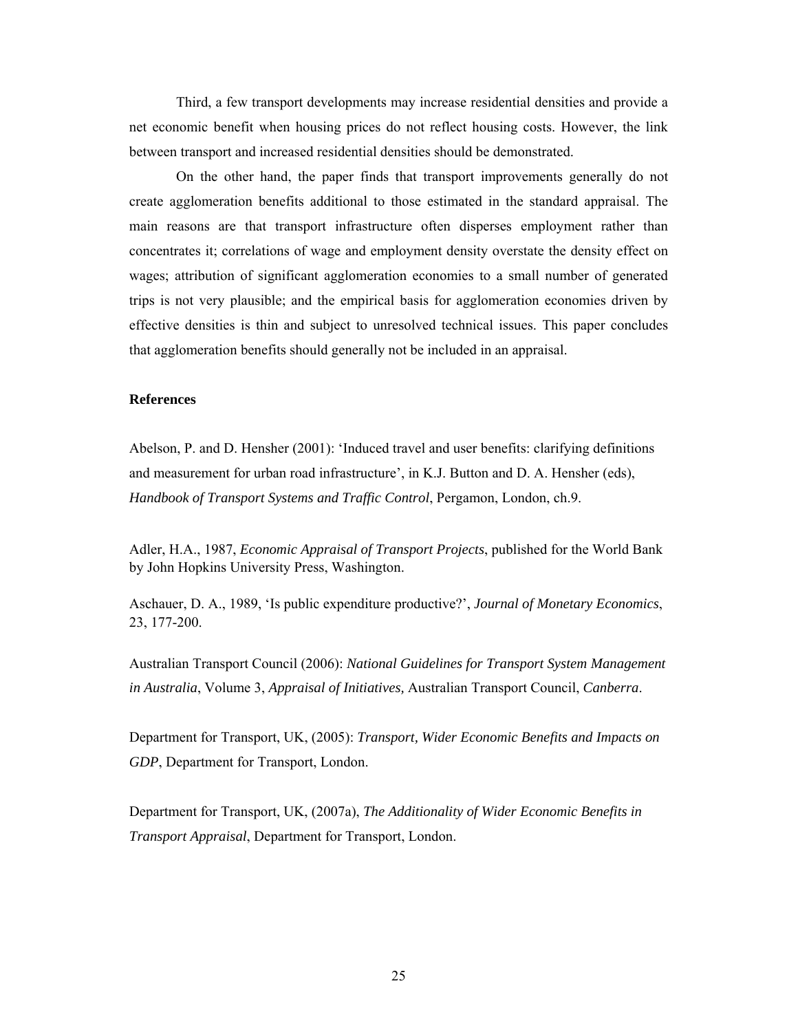Third, a few transport developments may increase residential densities and provide a net economic benefit when housing prices do not reflect housing costs. However, the link between transport and increased residential densities should be demonstrated.

On the other hand, the paper finds that transport improvements generally do not create agglomeration benefits additional to those estimated in the standard appraisal. The main reasons are that transport infrastructure often disperses employment rather than concentrates it; correlations of wage and employment density overstate the density effect on wages; attribution of significant agglomeration economies to a small number of generated trips is not very plausible; and the empirical basis for agglomeration economies driven by effective densities is thin and subject to unresolved technical issues. This paper concludes that agglomeration benefits should generally not be included in an appraisal.

**References**

Abelson, P. and D. Hensher (2001): 'Induced travel and user benefits: clarifying definitions and measurement for urban road infrastructure', in K.J. Button and D. A. Hensher (eds), *Handbook of Transport Systems and Traffic Control*, Pergamon, London, ch.9.

Adler, H.A., 1987, *Economic Appraisal of Transport Projects*, published for the World Bank by John Hopkins University Press, Washington.

Aschauer, D. A., 1989, 'Is public expenditure productive?', *Journal of Monetary Economics*, 23, 177-200.

Australian Transport Council (2006): *National Guidelines for Transport System Management in Australia*, Volume 3, *Appraisal of Initiatives,* Australian Transport Council, *Canberra*.

Department for Transport, UK, (2005): *Transport, Wider Economic Benefits and Impacts on GDP*, Department for Transport, London.

Department for Transport, UK, (2007a), *The Additionality of Wider Economic Benefits in Transport Appraisal*, Department for Transport, London.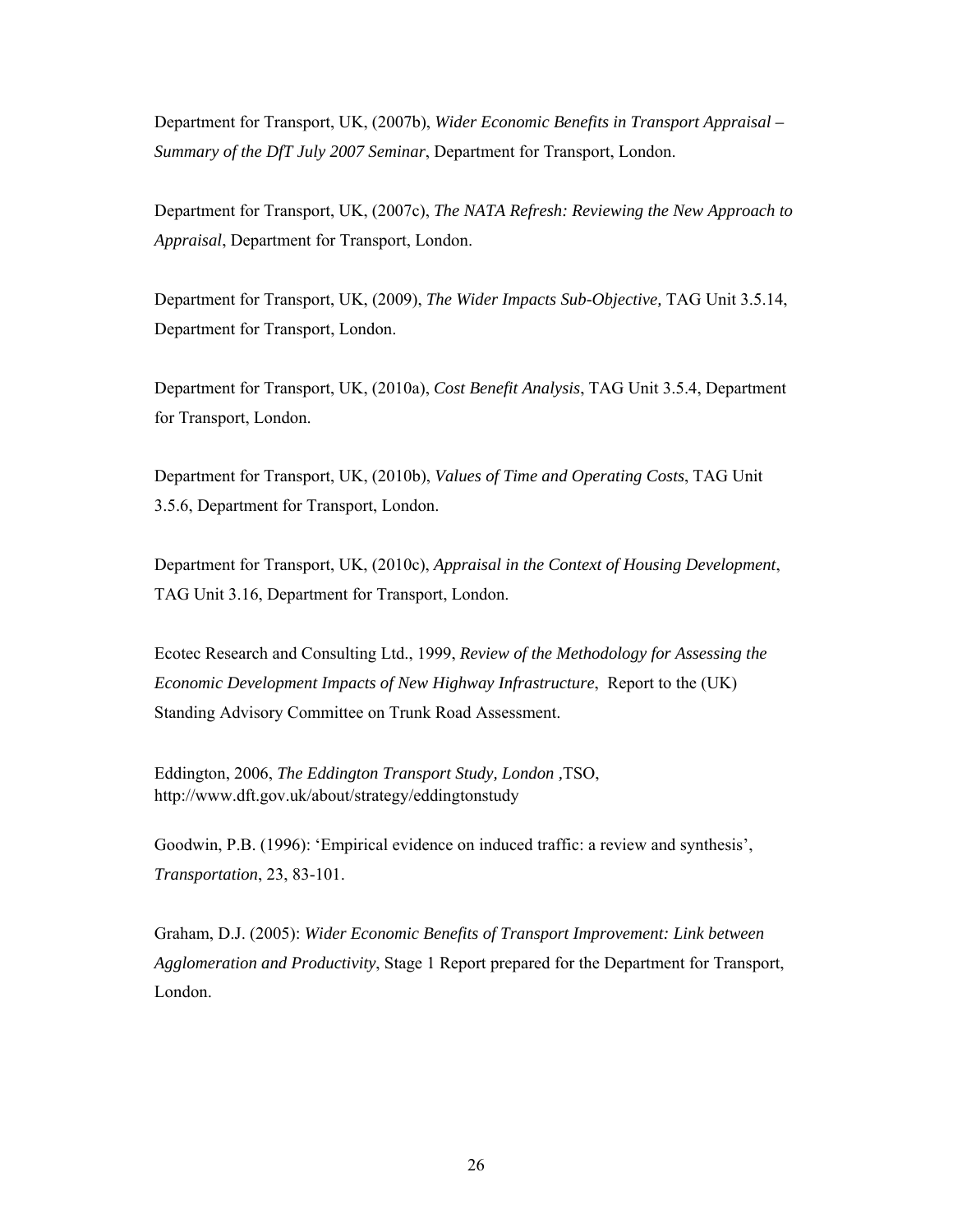Department for Transport, UK, (2007b), *Wider Economic Benefits in Transport Appraisal – Summary of the DfT July 2007 Seminar*, Department for Transport, London.

Department for Transport, UK, (2007c), *The NATA Refresh: Reviewing the New Approach to Appraisal*, Department for Transport, London.

Department for Transport, UK, (2009), *The Wider Impacts Sub-Objective,* TAG Unit 3.5.14, Department for Transport, London.

Department for Transport, UK, (2010a), *Cost Benefit Analysis*, TAG Unit 3.5.4, Department for Transport, London.

Department for Transport, UK, (2010b), *Values of Time and Operating Costs*, TAG Unit 3.5.6, Department for Transport, London.

Department for Transport, UK, (2010c), *Appraisal in the Context of Housing Development*, TAG Unit 3.16, Department for Transport, London.

Ecotec Research and Consulting Ltd., 1999, *Review of the Methodology for Assessing the Economic Development Impacts of New Highway Infrastructure*, Report to the (UK) Standing Advisory Committee on Trunk Road Assessment.

Eddington, 2006, *The Eddington Transport Study, London* ,TSO, http://www.dft.gov.uk/about/strategy/eddingtonstudy

Goodwin, P.B. (1996): 'Empirical evidence on induced traffic: a review and synthesis', *Transportation*, 23, 83-101.

Graham, D.J. (2005): *Wider Economic Benefits of Transport Improvement: Link between Agglomeration and Productivity*, Stage 1 Report prepared for the Department for Transport, London.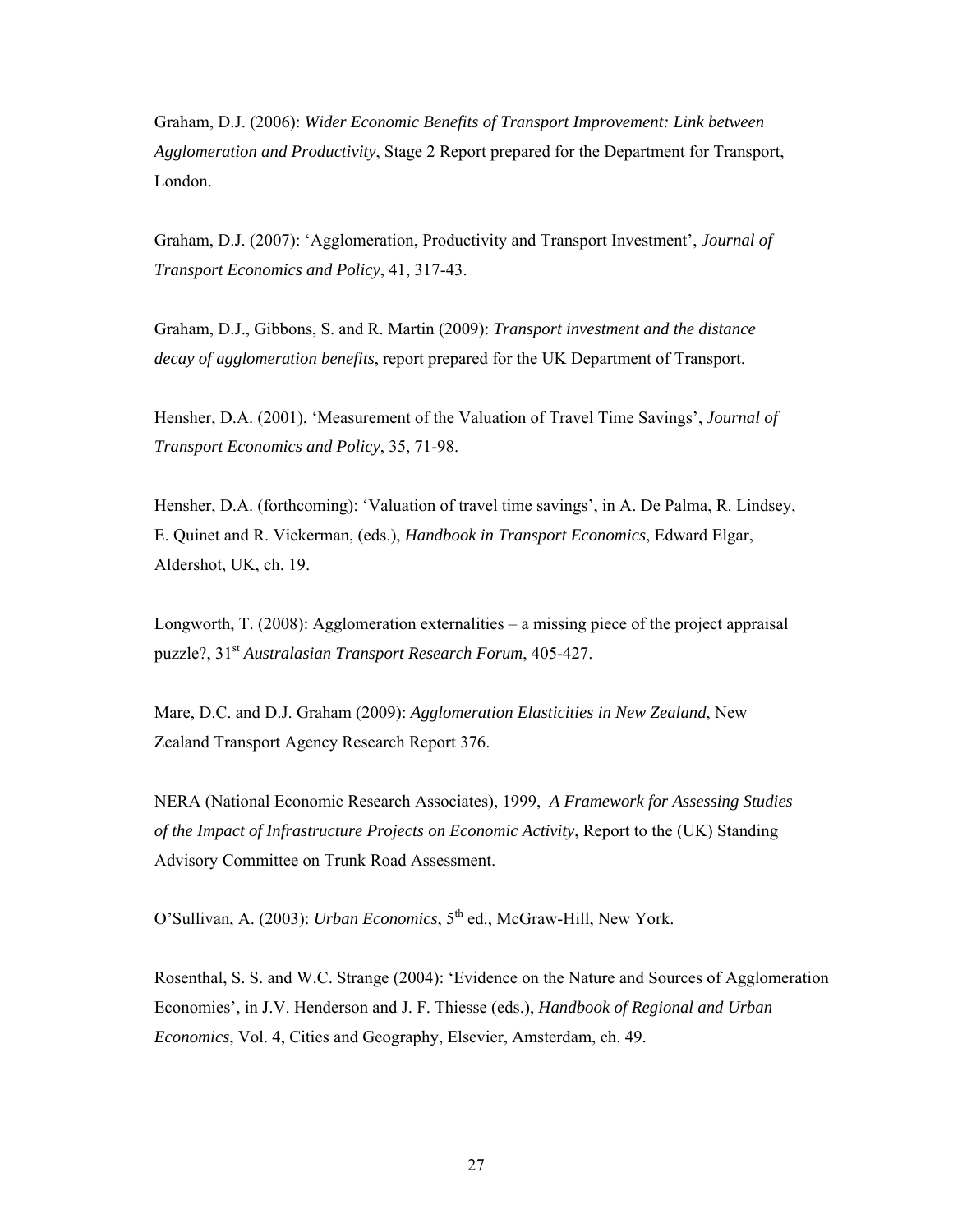Graham, D.J. (2006): *Wider Economic Benefits of Transport Improvement: Link between Agglomeration and Productivity*, Stage 2 Report prepared for the Department for Transport, London.

Graham, D.J. (2007): 'Agglomeration, Productivity and Transport Investment', *Journal of Transport Economics and Policy*, 41, 317-43.

Graham, D.J., Gibbons, S. and R. Martin (2009): *Transport investment and the distance decay of agglomeration benefits*, report prepared for the UK Department of Transport.

Hensher, D.A. (2001), 'Measurement of the Valuation of Travel Time Savings', *Journal of Transport Economics and Policy*, 35, 71-98.

Hensher, D.A. (forthcoming): 'Valuation of travel time savings', in A. De Palma, R. Lindsey, E. Quinet and R. Vickerman, (eds.), *Handbook in Transport Economics*, Edward Elgar, Aldershot, UK, ch. 19.

Longworth, T. (2008): Agglomeration externalities – a missing piece of the project appraisal puzzle?, 31st *Australasian Transport Research Forum*, 405-427.

Mare, D.C. and D.J. Graham (2009): *Agglomeration Elasticities in New Zealand*, New Zealand Transport Agency Research Report 376.

NERA (National Economic Research Associates), 1999, *A Framework for Assessing Studies of the Impact of Infrastructure Projects on Economic Activity*, Report to the (UK) Standing Advisory Committee on Trunk Road Assessment.

O'Sullivan, A. (2003): *Urban Economics*, 5th ed., McGraw-Hill, New York.

Rosenthal, S. S. and W.C. Strange (2004): 'Evidence on the Nature and Sources of Agglomeration Economies', in J.V. Henderson and J. F. Thiesse (eds.), *Handbook of Regional and Urban Economics*, Vol. 4, Cities and Geography, Elsevier, Amsterdam, ch. 49.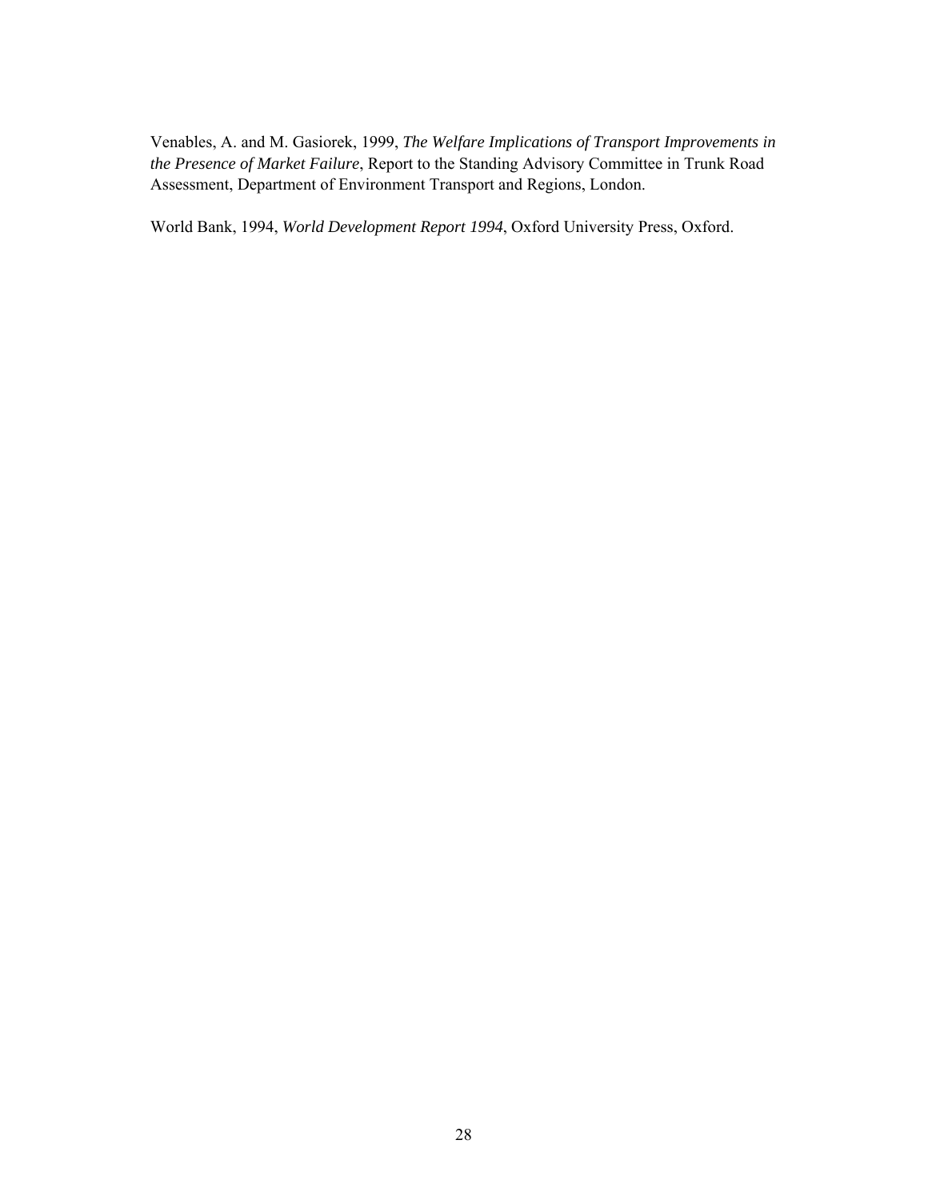Venables, A. and M. Gasiorek, 1999, *The Welfare Implications of Transport Improvements in the Presence of Market Failure*, Report to the Standing Advisory Committee in Trunk Road Assessment, Department of Environment Transport and Regions, London.

World Bank, 1994, *World Development Report 1994*, Oxford University Press, Oxford.